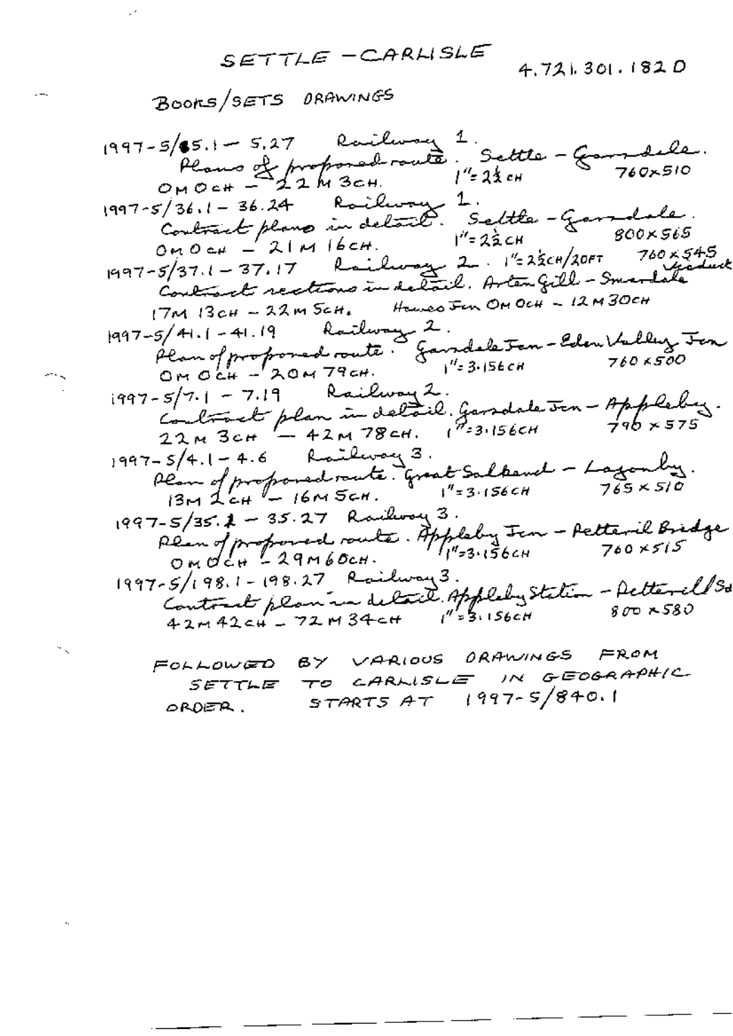# SETTLE – CARLISLE

4.721.301.182 D

## BOOKS/SETS DRAWINGS

1997-5/5.1 – 5.27 Railway 1.
Plans of proposed route. Settle – Garsdale.
0M 0CH – 22M 3CH. 1" = 2½ CH 760×510

1997-5/36.1 – 36.24 Railway 1.
Contract plans in detail. Settle – Garsdale.
0M 0CH – 21M 16CH. 1" = 2½ CH 800×565

1997-5/37.1 – 37.17 Railway 2. 1" = 2½CH/20FT 760×545
Contract sections in detail. Arten Gill – Smardale Viaduct
17M 13CH – 22M 5CH. Hawes Jcn 0M 0CH – 12M 30CH

1997-5/41.1 – 41.19 Railway 2.
Plan of proposed route. Garsdale Jcn – Eden Valley Jcn
0M 0CH – 20M 79CH. 1" = 3.156CH 760×500

1997-5/7.1 – 7.19 Railway 2.
Contract plan in detail. Garsdale Jcn – Appleby.
22M 3CH – 42M 78CH. 1" = 3.156CH 790×575

1997-5/4.1 – 4.6 Railway 3.
Plan of proposed route. Great Salkeld – Lazonby.
13M 2CH – 16M 5CH. 1" = 3.156CH 765×510

1997-5/35.1 – 35.27 Railway 3.
Plan of proposed route. Appleby Jcn – Petteril Bridge
0M 0CH – 29M 60CH. 1" = 3.156CH 760×515

1997-5/198.1 – 198.27 Railway 3.
Contract plan in detail. Appleby Station – Petteril Sd
42M 42CH – 72M 34CH 1" = 3.156CH 800×580

FOLLOWED BY VARIOUS DRAWINGS FROM SETTLE TO CARLISLE IN GEOGRAPHIC ORDER. STARTS AT 1997-5/840.1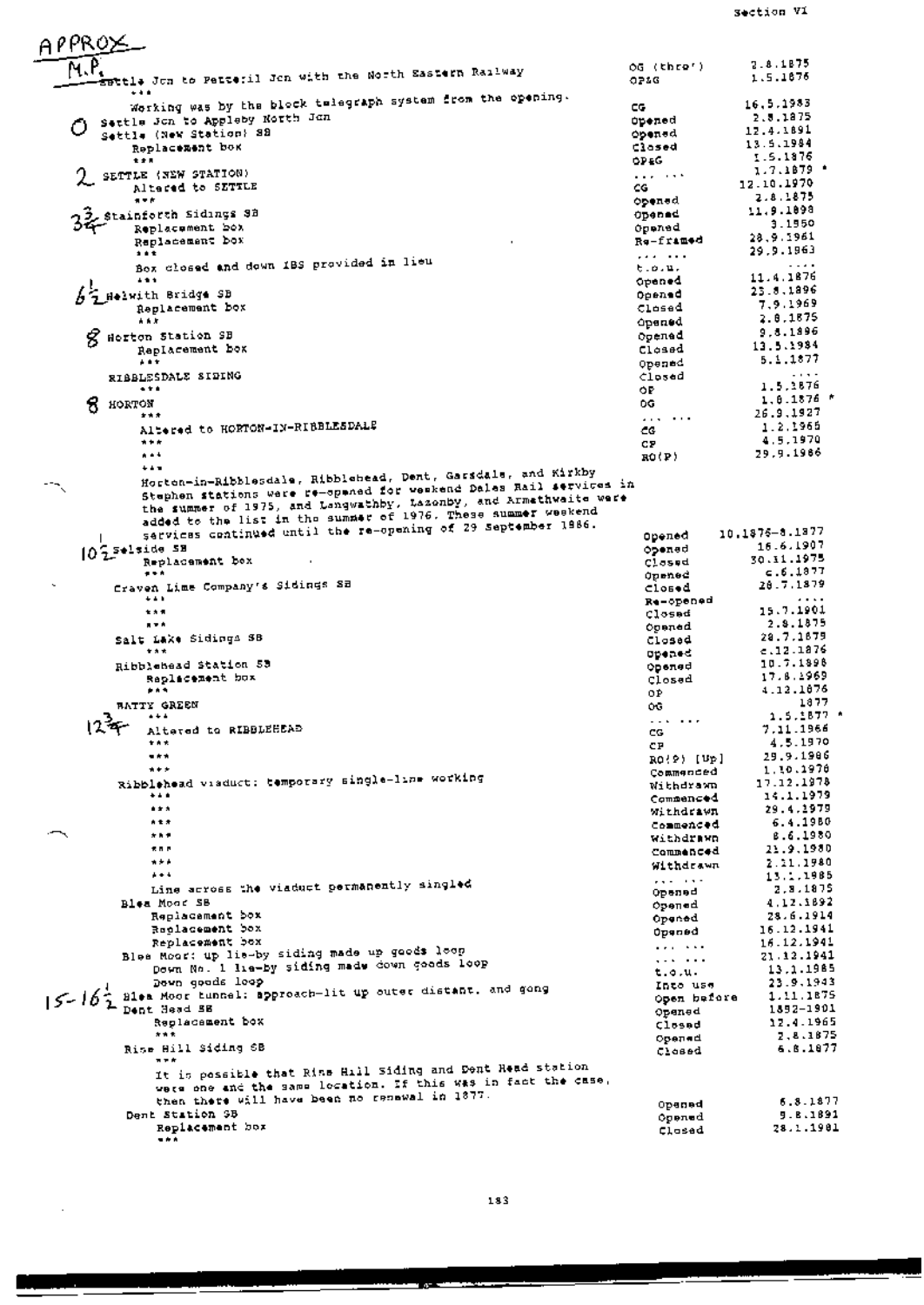Section VI

APPROX M.P.

| M.P. | Entry | Event | Date |
|---|---|---|---|
| | Settle Jcn to Petteril Jcn with the North Eastern Railway | OG (thro') | 2.8.1875 |
| | *** | OP&G | 1.5.1876 |
| | Working was by the block telegraph system from the opening. | | |
| | | CG | 16.5.1983 |
| 0 | Settle Jcn to Appleby North Jcn | Opened | 2.8.1875 |
| | Settle (New Station) SB | Opened | 12.4.1891 |
| | Replacement box | Closed | 13.5.1984 |
| | *** | OP&G | 1.5.1876 |
| 2 | SETTLE (NEW STATION) | ... ... | 1.7.1879 * |
| | Altered to SETTLE | CG | 12.10.1970 |
| | *** | Opened | 2.8.1875 |
| 3¾ | Stainforth Sidings SB | Opened | 11.9.1898 |
| | Replacement box | Opened | 3.1950 |
| | Replacement box | Re-framed | 28.9.1961 |
| | *** | ... ... | 29.9.1963 |
| | Box closed and down IBS provided in lieu | t.o.u. | .... |
| | *** | Opened | 11.4.1876 |
| 6½ | Helwith Bridge SB | Opened | 23.8.1896 |
| | Replacement box | Closed | 7.9.1969 |
| | *** | Opened | 2.8.1875 |
| 8 | Horton Station SB | Opened | 9.8.1896 |
| | Replacement box | Closed | 13.5.1984 |
| | *** | Opened | 5.1.1877 |
| | RIBBLESDALE SIDING | Closed | .... |
| | *** | OP | 1.5.1876 |
| 8 | HORTON | OG | 1.8.1876 * |
| | *** | ... ... | 26.9.1927 |
| | Altered to HORTON-IN-RIBBLESDALE | CG | 1.2.1965 |
| | *** | CP | 4.5.1970 |
| | *** | RO(P) | 29.9.1986 |
| | *** | | |
| | Horton-in-Ribblesdale, Ribblehead, Dent, Garsdale, and Kirkby Stephen stations were re-opened for weekend Dales Rail services in the summer of 1975, and Langwathby, Lazonby, and Armathwaite were added to the list in the summer of 1976. These summer weekend services continued until the re-opening of 29 September 1986. | | |
| | | Opened | 10.1876-8.1877 |
| 10½ | Selside SB | Opened | 16.6.1907 |
| | Replacement box | Closed | 30.11.1975 |
| | *** | Opened | c.6.1877 |
| | Craven Lime Company's Sidings SB | Closed | 28.7.1879 |
| | *** | Re-opened | .... |
| | *** | Closed | 15.7.1901 |
| | *** | Opened | 2.8.1875 |
| | Salt Lake Sidings SB | Closed | 28.7.1879 |
| | *** | Opened | c.12.1876 |
| | Ribblehead Station SB | Opened | 10.7.1898 |
| | Replacement box | Closed | 17.8.1969 |
| | *** | OP | 4.12.1876 |
| | BATTY GREEN | OG | 1877 |
| | *** | ... ... | 1.5.1877 * |
| 12¾ | Altered to RIBBLEHEAD | CG | 7.11.1966 |
| | *** | CP | 4.5.1970 |
| | *** | RO(P) [Up] | 29.9.1986 |
| | *** | Commenced | 1.10.1978 |
| | Ribblehead viaduct: temporary single-line working | Withdrawn | 17.12.1978 |
| | *** | Commenced | 14.1.1979 |
| | *** | Withdrawn | 29.4.1979 |
| | *** | Commenced | 6.4.1980 |
| | *** | Withdrawn | 8.6.1980 |
| | *** | Commenced | 21.9.1980 |
| | *** | Withdrawn | 2.11.1980 |
| | *** | ... ... | 13.1.1985 |
| | Line across the viaduct permanently singled | Opened | 2.8.1875 |
| | Blea Moor SB | Opened | 4.12.1892 |
| | Replacement box | Opened | 28.6.1914 |
| | Replacement box | Opened | 16.12.1941 |
| | Replacement box | ... ... | 16.12.1941 |
| | Blea Moor: up lie-by siding made up goods loop | ... ... | 21.12.1941 |
| | Down No. 1 lie-by siding made down goods loop | t.o.u. | 13.1.1985 |
| | Down goods loop | Into use | 23.9.1943 |
| 15-16½ | Blea Moor tunnel: approach-lit up outer distant, and gong | Open before | 1.11.1875 |
| | Dent Head SB | Opened | 1892-1901 |
| | Replacement box | Closed | 12.4.1965 |
| | *** | Opened | 2.8.1875 |
| | Rise Hill Siding SB | Closed | 6.8.1877 |
| | *** | | |
| | It is possible that Rise Hill Siding and Dent Head station were one and the same location. If this was in fact the case, then there will have been no renewal in 1877. | | |
| | | Opened | 6.8.1877 |
| | Dent Station SB | Opened | 9.8.1891 |
| | Replacement box | Closed | 28.1.1981 |
| | *** | | |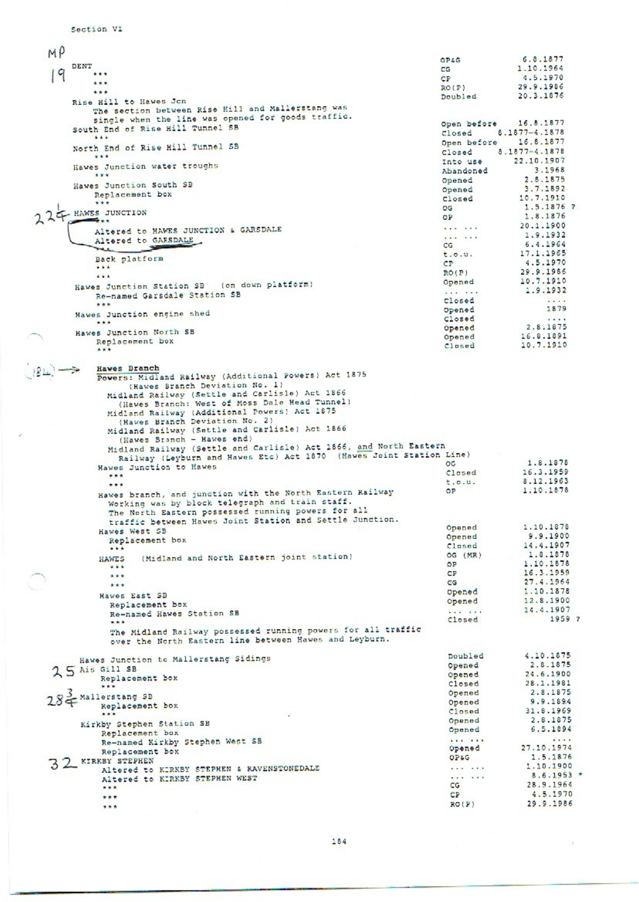Section VI

MP

| | | |
|---|---|---|
| 19 DENT | OP&G | 6.8.1877 |
| *** | CG | 1.10.1964 |
| *** | CP | 4.5.1970 |
| *** | RO(P) | 29.9.1986 |
| Rise Hill to Hawes Jcn | Doubled | 20.3.1876 |
| The section between Rise Hill and Mallerstang was single when the line was opened for goods traffic. | | |
| South End of Rise Hill Tunnel SB | Open before | 16.8.1877 |
| *** | Closed | 8.1877-4.1878 |
| North End of Rise Hill Tunnel SB | Open before | 16.8.1877 |
| *** | Closed | 8.1877-4.1878 |
| Hawes Junction water troughs | Into use | 22.10.1907 |
| *** | Abandoned | 3.1968 |
| Hawes Junction South SB | Opened | 2.8.1875 |
| Replacement box | Opened | 3.7.1892 |
| *** | Closed | 10.7.1910 |
| 22¼ HAWES JUNCTION | OG | 1.5.1876 ? |
| *** | OP | 1.8.1876 |
| Altered to HAWES JUNCTION & GARSDALE | ... ... | 20.1.1900 |
| Altered to GARSDALE | ... ... | 1.9.1932 |
| | CG | 6.4.1964 |
| Back platform | t.o.u. | 17.1.1965 |
| *** | CP | 4.5.1970 |
| *** | RO(P) | 29.9.1986 |
| Hawes Junction Station SB (on down platform) | Opened | 10.7.1910 |
| Re-named Garsdale Station SB | ... ... | 1.9.1932 |
| *** | Closed | .... |
| Hawes Junction engine shed | Opened | 1879 |
| *** | Closed | .... |
| Hawes Junction North SB | Opened | 2.8.1875 |
| Replacement box | Opened | 16.8.1891 |
| *** | Closed | 10.7.1910 |

(184) → **Hawes Branch**

Powers: Midland Railway (Additional Powers) Act 1875
(Hawes Branch Deviation No. 1)
Midland Railway (Settle and Carlisle) Act 1866
(Hawes Branch: West of Moss Dale Head Tunnel)
Midland Railway (Additional Powers) Act 1875
(Hawes Branch Deviation No. 2)
Midland Railway (Settle and Carlisle) Act 1866
(Hawes Branch - Hawes end)
Midland Railway (Settle and Carlisle) Act 1866, and North Eastern Railway (Leyburn and Hawes Etc) Act 1870 (Hawes Joint Station Line)

| | | |
|---|---|---|
| Hawes Junction to Hawes | OG | 1.8.1878 |
| *** | Closed | 16.3.1959 |
| *** | t.o.u. | 8.12.1963 |
| Hawes branch, and junction with the North Eastern Railway | OP | 1.10.1878 |
| Working was by block telegraph and train staff. The North Eastern possessed running powers for all traffic between Hawes Joint Station and Settle Junction. | | |
| Hawes West SB | Opened | 1.10.1878 |
| Replacement box | Opened | 9.9.1900 |
| *** | Closed | 14.4.1907 |
| HAWES (Midland and North Eastern joint station) | OG (MR) | 1.8.1878 |
| *** | OP | 1.10.1878 |
| *** | CP | 16.3.1959 |
| *** | CG | 27.4.1964 |
| Hawes East SB | Opened | 1.10.1878 |
| Replacement box | Opened | 12.8.1900 |
| Re-named Hawes Station SB | ... ... | 14.4.1907 |
| *** | Closed | 1959 ? |

The Midland Railway possessed running powers for all traffic over the North Eastern line between Hawes and Leyburn.

| | | |
|---|---|---|
| Hawes Junction to Mallerstang Sidings | Doubled | 4.10.1875 |
| 25 Ais Gill SB | Opened | 2.8.1875 |
| Replacement box | Opened | 24.6.1900 |
| *** | Closed | 28.1.1981 |
| 28¾ Mallerstang SB | Opened | 2.8.1875 |
| Replacement box | Opened | 9.9.1894 |
| *** | Closed | 31.8.1969 |
| Kirkby Stephen Station SB | Opened | 2.8.1875 |
| Replacement box | Opened | 6.5.1894 |
| Re-named Kirkby Stephen West SB | ... ... | .... |
| Replacement box | Opened | 27.10.1974 |
| 32 KIRKBY STEPHEN | OP&G | 1.5.1876 |
| Altered to KIRKBY STEPHEN & RAVENSTONEDALE | ... ... | 1.10.1900 |
| Altered to KIRKBY STEPHEN WEST | ... ... | 8.6.1953 * |
| *** | CG | 28.9.1964 |
| *** | CP | 4.5.1970 |
| *** | RO(P) | 29.9.1986 |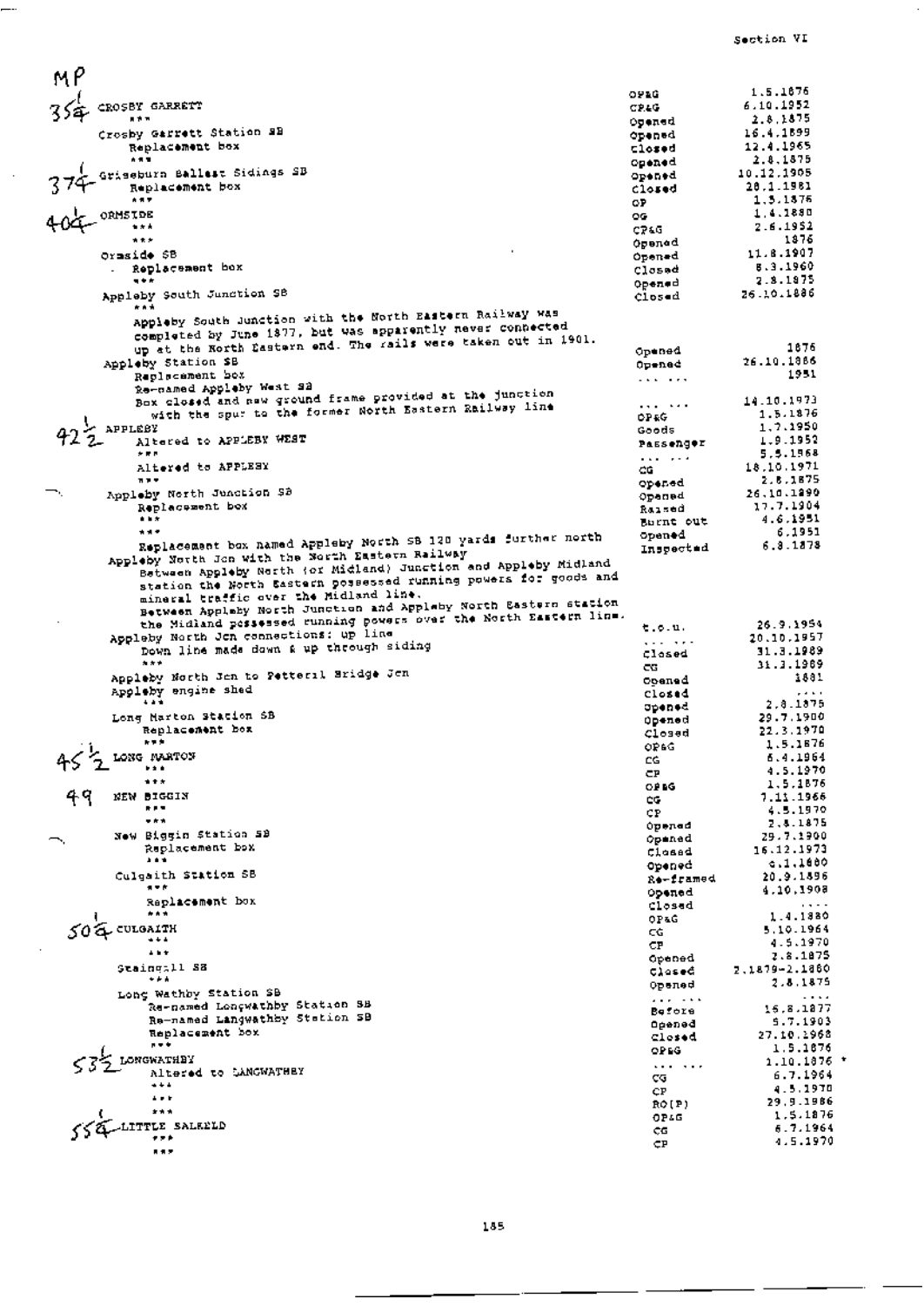| MP | Location / Event | Status | Date |
|---|---|---|---|
| 35¼ | CROSBY GARRETT | OP&G | 1.5.1876 |
| | *** | CP&G | 6.10.1952 |
| | Crosby Garrett Station SB | Opened | 2.8.1875 |
| | Replacement box | Opened | 16.4.1899 |
| | *** | Closed | 12.4.1965 |
| 37¼ | Griseburn Ballast Sidings SB | Opened | 2.8.1875 |
| | Replacement box | Opened | 10.12.1905 |
| | *** | Closed | 28.1.1981 |
| 40¼ | ORMSIDE | OP | 1.5.1876 |
| | *** | OG | 1.4.1880 |
| | *** | CP&G | 2.6.1952 |
| | Ormside SB | Opened | 1876 |
| | Replacement box | Opened | 11.8.1907 |
| | *** | Closed | 8.3.1960 |
| | Appleby South Junction SB | Opened | 2.8.1875 |
| | *** | Closed | 26.10.1886 |
| | Appleby South Junction with the North Eastern Railway was completed by June 1877, but was apparently never connected up at the North Eastern end. The rails were taken out in 1901. | | |
| | Appleby Station SB | Opened | 1876 |
| | Replacement box | Opened | 26.10.1886 |
| | Re-named Appleby West SB | .... .... | 1951 |
| | Box closed and new ground frame provided at the junction with the spur to the former North Eastern Railway line | .... .... | 14.10.1973 |
| 42½ | APPLEBY | OP&G | 1.5.1876 |
| | Altered to APPLEBY WEST | Goods | 1.7.1950 |
| | *** | Passenger | 1.9.1952 |
| | Altered to APPLEBY | .... .... | 5.5.1968 |
| | *** | CG | 18.10.1971 |
| | Appleby North Junction SB | Opened | 2.8.1875 |
| | Replacement box | Opened | 26.10.1890 |
| | *** | Raised | 17.7.1904 |
| | *** | Burnt out | 4.6.1951 |
| | Replacement box named Appleby North SB 120 yards further north | Opened | 6.1951 |
| | Appleby North Jcn with the North Eastern Railway | Inspected | 6.8.1878 |
| | Between Appleby North (or Midland) Junction and Appleby Midland station the North Eastern possessed running powers for goods and mineral traffic over the Midland line. Between Appleby North Junction and Appleby North Eastern station the Midland possessed running powers over the North Eastern line. | | |
| | Appleby North Jcn connections: up line | t.o.u. | 26.9.1954 |
| | Down line made down & up through siding | .... .... | 20.10.1957 |
| | *** | Closed | 31.3.1989 |
| | Appleby North Jcn to Petteril Bridge Jcn | CG | 31.3.1989 |
| | Appleby engine shed | Opened | 1881 |
| | *** | Closed | .... |
| | Long Marton Station SB | Opened | 2.8.1875 |
| | Replacement box | Opened | 29.7.1900 |
| | *** | Closed | 22.3.1970 |
| 45½ | LONG MARTON | OP&G | 1.5.1876 |
| | *** | CG | 6.4.1964 |
| | *** | CP | 4.5.1970 |
| 49 | NEW BIGGIN | OP&G | 1.5.1876 |
| | *** | CG | 7.11.1966 |
| | *** | CP | 4.5.1970 |
| | New Biggin Station SB | Opened | 2.8.1875 |
| | Replacement box | Opened | 29.7.1900 |
| | *** | Closed | 16.12.1973 |
| | Culgaith Station SB | Opened | c.1.1880 |
| | *** | Re-framed | 20.9.1896 |
| | Replacement box | Opened | 4.10.1908 |
| | *** | Closed | .... |
| 50¼ | CULGAITH | OP&G | 1.4.1880 |
| | *** | CG | 5.10.1964 |
| | *** | CP | 4.5.1970 |
| | Staingill SB | Opened | 2.8.1875 |
| | *** | Closed | ?.1879-?.1880 |
| | Long Wathby Station SB | Opened | 2.8.1875 |
| | Re-named Longwathby Station SB | .... .... | .... |
| | Re-named Langwathby Station SB | Before | 16.8.1877 |
| | Replacement box | Opened | 5.7.1903 |
| | *** | Closed | 27.10.1968 |
| 53½ | LONGWATHBY | OP&G | 1.5.1876 |
| | Altered to LANGWATHBY | .... .... | 1.10.1876 * |
| | *** | CG | 6.7.1964 |
| | *** | CP | 4.5.1970 |
| | *** | RO(P) | 29.9.1986 |
| 55¼ | LITTLE SALKELD | OP&G | 1.5.1876 |
| | *** | CG | 6.7.1964 |
| | *** | CP | 4.5.1970 |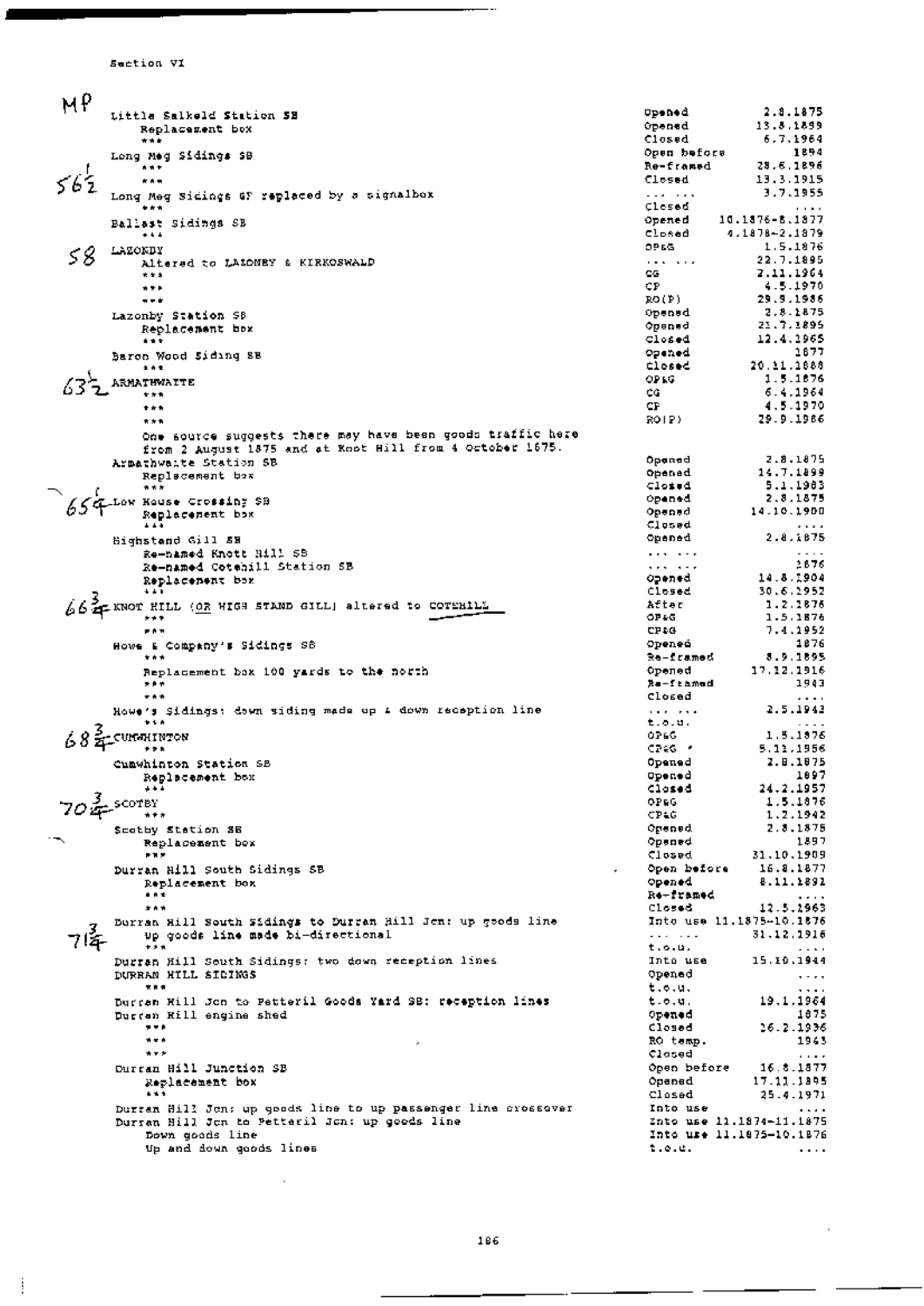Section VI

| MP | | | |
|---|---|---|---|
| | Little Salkeld Station SB | Opened | 2.8.1875 |
| | Replacement box | Opened | 13.8.1899 |
| | *** | Closed | 6.7.1964 |
| | Long Meg Sidings SB | Open before | 1894 |
| | *** | Re-framed | 28.6.1896 |
| 56½ | *** | Closed | 13.3.1915 |
| | Long Meg Sidings GF replaced by a signalbox | ... ... | 3.7.1955 |
| | *** | Closed | .... |
| | Ballast Sidings SB | Opened | 10.1876-8.1877 |
| | *** | Closed | 4.1878-2.1879 |
| 58 | LAZONBY | OP&G | 1.5.1876 |
| | Altered to LAZONBY & KIRKOSWALD | ... ... | 22.7.1895 |
| | *** | CG | 2.11.1964 |
| | *** | CP | 4.5.1970 |
| | *** | RO(P) | 29.9.1986 |
| | Lazonby Station SB | Opened | 2.8.1875 |
| | Replacement box | Opened | 21.7.1895 |
| | *** | Closed | 12.4.1965 |
| | Baron Wood Siding SB | Opened | 1877 |
| | *** | Closed | 20.11.1888 |
| 63½ | ARMATHWAITE | OP&G | 1.5.1876 |
| | *** | CG | 6.4.1964 |
| | *** | CP | 4.5.1970 |
| | *** | RO(P) | 29.9.1986 |
| | One source suggests there may have been goods traffic here from 2 August 1875 and at Knot Hill from 4 October 1875. | | |
| | Armathwaite Station SB | Opened | 2.8.1875 |
| | Replacement box | Opened | 14.7.1899 |
| | *** | Closed | 5.1.1983 |
| 65¼ | Low House Crossing SB | Opened | 2.8.1875 |
| | Replacement box | Opened | 14.10.1900 |
| | *** | Closed | .... |
| | Highstand Gill SB | Opened | 2.8.1875 |
| | Re-named Knott Hill SB | ... ... | .... |
| | Re-named Cotehill Station SB | ... ... | 1876 |
| | Replacement box | Opened | 14.8.1904 |
| | *** | Closed | 30.6.1952 |
| 66¾ | KNOT HILL (OR HIGH STAND GILL) altered to COTEHILL | After | 1.2.1876 |
| | *** | OP&G | 1.5.1876 |
| | *** | CP&G | 7.4.1952 |
| | Howe & Company's Sidings SB | Opened | 1876 |
| | *** | Re-framed | 8.9.1895 |
| | Replacement box 100 yards to the north | Opened | 17.12.1916 |
| | *** | Re-framed | 1943 |
| | *** | Closed | .... |
| | Howe's Sidings: down siding made up & down reception line | ... ... | 2.5.1943 |
| | *** | t.o.u. | .... |
| 68¾ | CUMWHINTON | OP&G | 1.5.1876 |
| | *** | CP&G * | 5.11.1956 |
| | Cumwhinton Station SB | Opened | 2.8.1875 |
| | Replacement box | Opened | 1897 |
| | *** | Closed | 24.2.1957 |
| 70¾ | SCOTBY | OP&G | 1.5.1876 |
| | *** | CP&G | 1.2.1942 |
| | Scotby Station SB | Opened | 2.8.1875 |
| | Replacement box | Opened | 1897 |
| | *** | Closed | 31.10.1909 |
| | Durran Hill South Sidings SB | Open before | 16.8.1877 |
| | Replacement box | Opened | 8.11.1891 |
| | *** | Re-framed | .... |
| | *** | Closed | 12.5.1963 |
| 71¾ | Durran Hill South Sidings to Durran Hill Jcn: up goods line | Into use | 11.1875-10.1876 |
| | Up goods line made bi-directional | ... ... | 31.12.1916 |
| | *** | t.o.u. | .... |
| | Durran Hill South Sidings: two down reception lines | Into use | 15.10.1944 |
| | DURRAN HILL SIDINGS | Opened | .... |
| | *** | t.o.u. | .... |
| | Durran Hill Jcn to Petteril Goods Yard SB: reception lines | t.o.u. | 19.1.1964 |
| | Durran Hill engine shed | Opened | 1875 |
| | *** | Closed | 16.2.1936 |
| | *** | RO temp. | 1943 |
| | *** | Closed | .... |
| | Durran Hill Junction SB | Open before | 16.8.1877 |
| | Replacement box | Opened | 17.11.1895 |
| | *** | Closed | 25.4.1971 |
| | Durran Hill Jcn: up goods line to up passenger line crossover | Into use | .... |
| | Durran Hill Jcn to Petteril Jcn: up goods line | Into use | 11.1874-11.1875 |
| | Down goods line | Into use | 11.1875-10.1876 |
| | Up and down goods lines | t.o.u. | .... |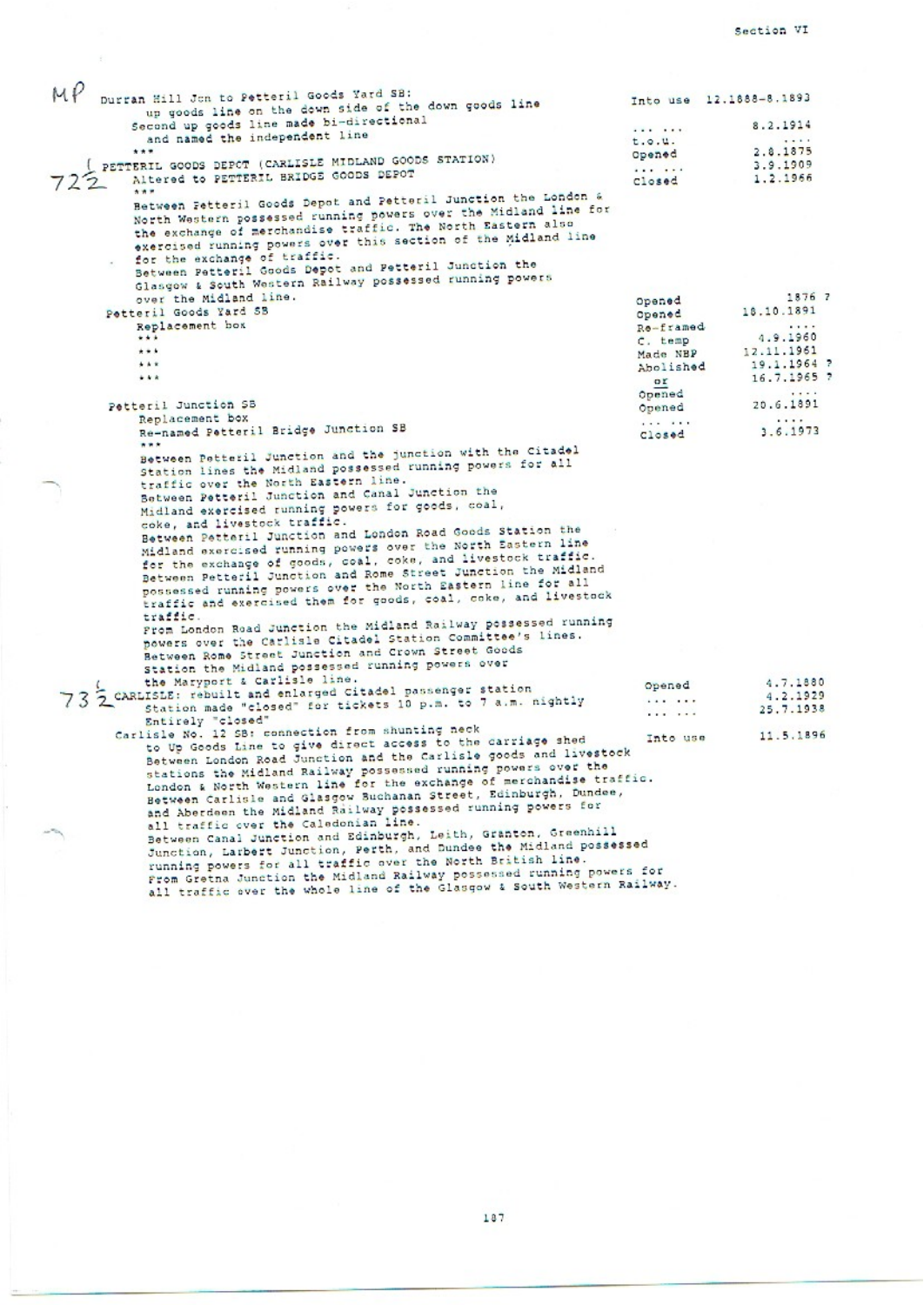MP Durran Hill Jcn to Petteril Goods Yard SB:

| | | |
|---|---|---|
| up goods line on the down side of the down goods line | Into use | 12.1888-8.1893 |
| Second up goods line made bi-directional and named the independent line | ... ... | 8.2.1914 |
| *** | t.o.u. | .... |
| 72½ PETTERIL GOODS DEPOT (CARLISLE MIDLAND GOODS STATION) | Opened | 2.8.1875 |
| Altered to PETTERIL BRIDGE GOODS DEPOT | ... ... | 3.9.1909 |
| *** | Closed | 1.2.1966 |

Between Petteril Goods Depot and Petteril Junction the London & North Western possessed running powers over the Midland line for the exchange of merchandise traffic. The North Eastern also exercised running powers over this section of the Midland line for the exchange of traffic.

Between Petteril Goods Depot and Petteril Junction the Glasgow & South Western Railway possessed running powers over the Midland line.

| | | |
|---|---|---|
| Petteril Goods Yard SB | Opened | 1876 ? |
| Replacement box | Opened | 18.10.1891 |
| *** | Re-framed | .... |
| *** | C. temp | 4.9.1960 |
| *** | Made NBP | 12.11.1961 |
| *** | Abolished | 19.1.1964 ? |
| | or | 16.7.1965 ? |
| Petteril Junction SB | Opened | .... |
| Replacement box | Opened | 20.6.1891 |
| Re-named Petteril Bridge Junction SB | ... ... | .... |
| *** | Closed | 3.6.1973 |

Between Petteril Junction and the junction with the Citadel Station lines the Midland possessed running powers for all traffic over the North Eastern line.

Between Petteril Junction and Canal Junction the Midland exercised running powers for goods, coal, coke, and livestock traffic.

Between Petteril Junction and London Road Goods Station the Midland exercised running powers over the North Eastern line for the exchange of goods, coal, coke, and livestock traffic.

Between Petteril Junction and Rome Street Junction the Midland possessed running powers over the North Eastern line for all traffic and exercised them for goods, coal, coke, and livestock traffic.

From London Road Junction the Midland Railway possessed running powers over the Carlisle Citadel Station Committee's lines.

Between Rome Street Junction and Crown Street Goods Station the Midland possessed running powers over the Maryport & Carlisle line.

| | | |
|---|---|---|
| 73½ CARLISLE: rebuilt and enlarged Citadel passenger station | Opened | 4.7.1880 |
| Station made "closed" for tickets 10 p.m. to 7 a.m. nightly | ... ... | 4.2.1929 |
| Entirely "closed" | ... ... | 25.7.1938 |
| Carlisle No. 12 SB: connection from shunting neck to Up Goods Line to give direct access to the carriage shed | Into use | 11.5.1896 |

Between London Road Junction and the Carlisle goods and livestock stations the Midland Railway possessed running powers over the London & North Western line for the exchange of merchandise traffic.

Between Carlisle and Glasgow Buchanan Street, Edinburgh, Dundee, and Aberdeen the Midland Railway possessed running powers for all traffic over the Caledonian line.

Between Canal Junction and Edinburgh, Leith, Granton, Greenhill Junction, Larbert Junction, Perth, and Dundee the Midland possessed running powers for all traffic over the North British line.

From Gretna Junction the Midland Railway possessed running powers for all traffic over the whole line of the Glasgow & South Western Railway.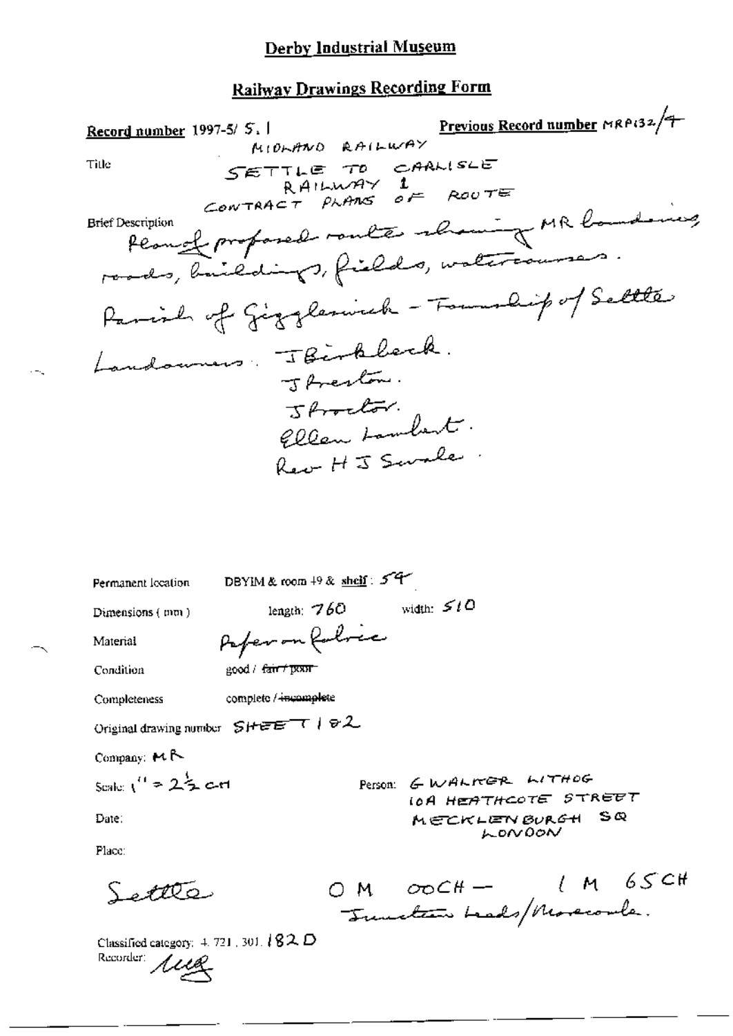# Derby Industrial Museum

## Railway Drawings Recording Form

**Record number** 1997-5/ S. 1

**Previous Record number** MRP132/4

Title

MIDLAND RAILWAY
SETTLE TO CARLISLE
RAILWAY 1
CONTRACT PLANS OF ROUTE

Brief Description

Plan of proposed route showing MR boundaries, roads, buildings, fields, watercourses.

Parish of Giggleswick - Township of Settle

Landowners: J Birkbeck.
J Preston.
J Proctor.
Ellen Lambert.
Rev H J Swale.

Permanent location: DBYIM & room 49 & shelf: 54

Dimensions (mm): length: 760 width: 510

Material: Paper on fabric

Condition: good / ~~fair / poor~~

Completeness: complete / ~~incomplete~~

Original drawing number: SHEET 1 & 2

Company: MR

Scale: 1" = 2½ CH

Person: G WALKER LITHOG
10A HEATHCOTE STREET
MECKLENBURGH SQ
LONDON

Date:

Place:

Settle

0 M 00CH — 1 M 65CH
Junction Leeds/Morecambe.

Classified category: 4. 721. 301. 182 D

Recorder: MG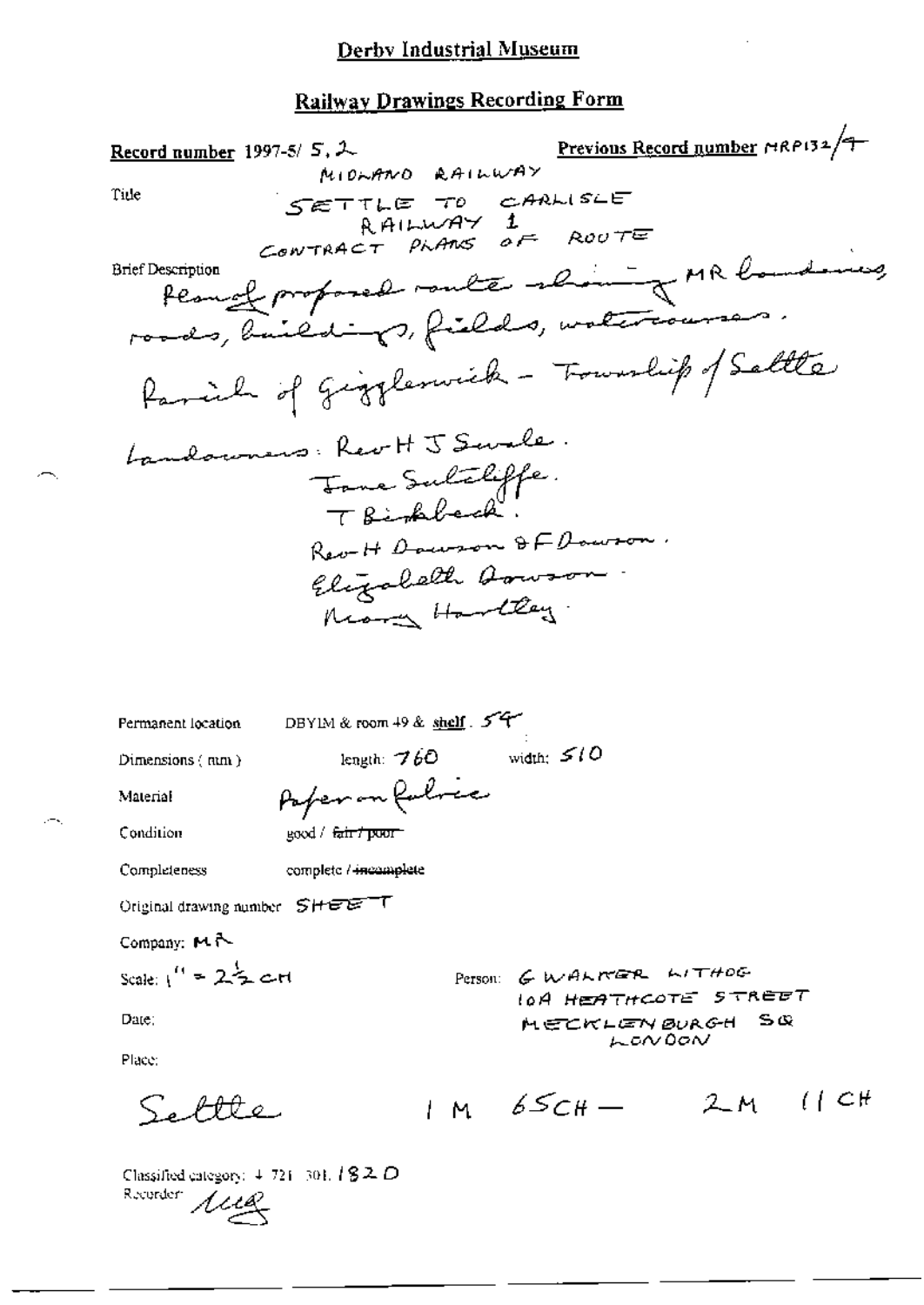# Derby Industrial Museum

## Railway Drawings Recording Form

**Record number** 1997-5/ 5, 2 **Previous Record number** MRP132/7

Title

MIDLAND RAILWAY
SETTLE TO CARLISLE
RAILWAY 1
CONTRACT PLANS OF ROUTE

Brief Description

Plan of proposed route showing MR boundaries, roads, buildings, fields, watercourses.

Parish of Giggleswick - Township of Settle

Landowners: Rev H J Swale.
Jane Sutcliffe.
T Birkbeck.
Rev H Dawson & F Dawson.
Elizabeth Dawson.
Mary Hartley.

Permanent location DBYIM & room 49 & shelf. 54

Dimensions (mm) length: 760 width: 510

Material Paper on fabric

Condition good / ~~fair / poor~~

Completeness complete / ~~incomplete~~

Original drawing number SHEET

Company: MR

Scale: 1" = 2½ CH

Person: G WALKER LITHOG
10A HEATHCOTE STREET
MECKLENBURGH SQ
LONDON

Date:

Place:

Settle 1 M 65CH — 2 M 11 CH

Classified category: 4 721 301. 182 D
Recorder: MG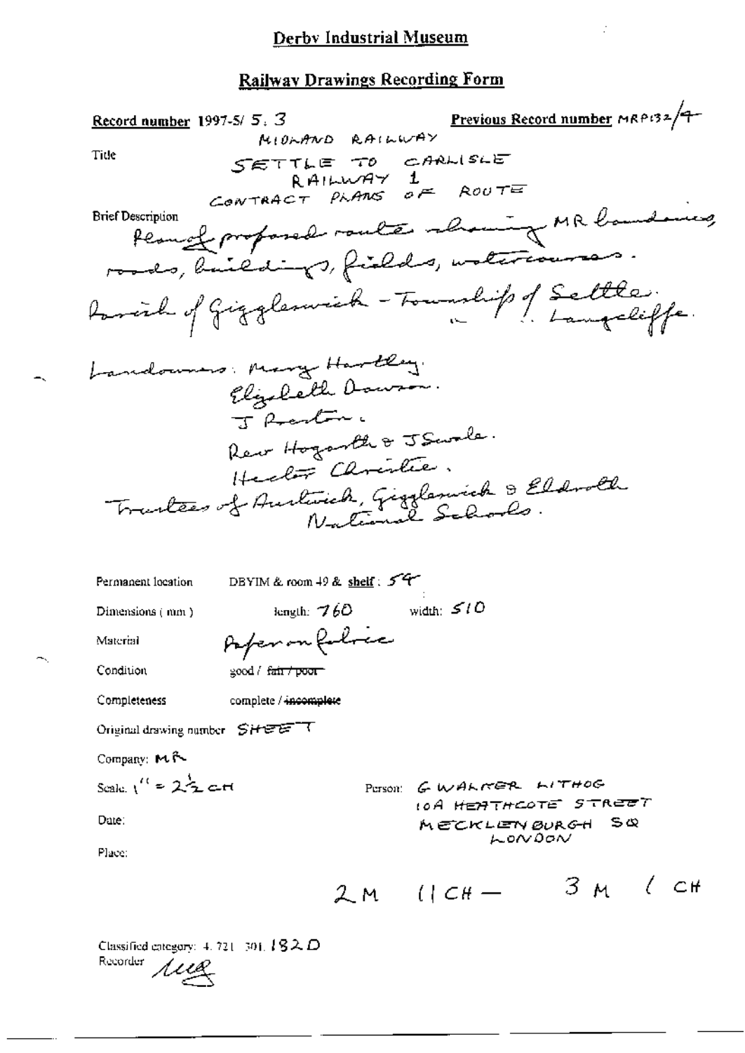# Derby Industrial Museum

## Railway Drawings Recording Form

**Record number** 1997-5/ 5. 3 **Previous Record number** MRP132/4

**Title**

MIDLAND RAILWAY
SETTLE TO CARLISLE
RAILWAY 1
CONTRACT PLANS OF ROUTE

**Brief Description**

Plan of proposed route showing MR boundaries, roads, buildings, fields, watercourses.

Parish of Giggleswick - Township of Settle.
" " Langcliffe.

Landowners: Mary Hartley.
Elizabeth Dawson.
J Preston.
Rev Hogarth & J Swale.
Hector Christie.
Trustees of Austwick, Giggleswick & Eldroth National Schools.

Permanent location: DBYIM & room 49 & shelf: 54

Dimensions (mm): length: 760 width: 510

Material: Paper on fabric

Condition: good / ~~fair / poor~~

Completeness: complete / ~~incomplete~~

Original drawing number: SHEET 1

Company: MR

Scale: 1" = 2½ CH

Date:

Place:

Person: G WALKER LITHOG
10A HEATHCOTE STREET
MECKLENBURGH SQ
LONDON

2 M 11 CH — 3 M 1 CH

Classified category: 4. 721. 301. 182 D
Recorder: [initials]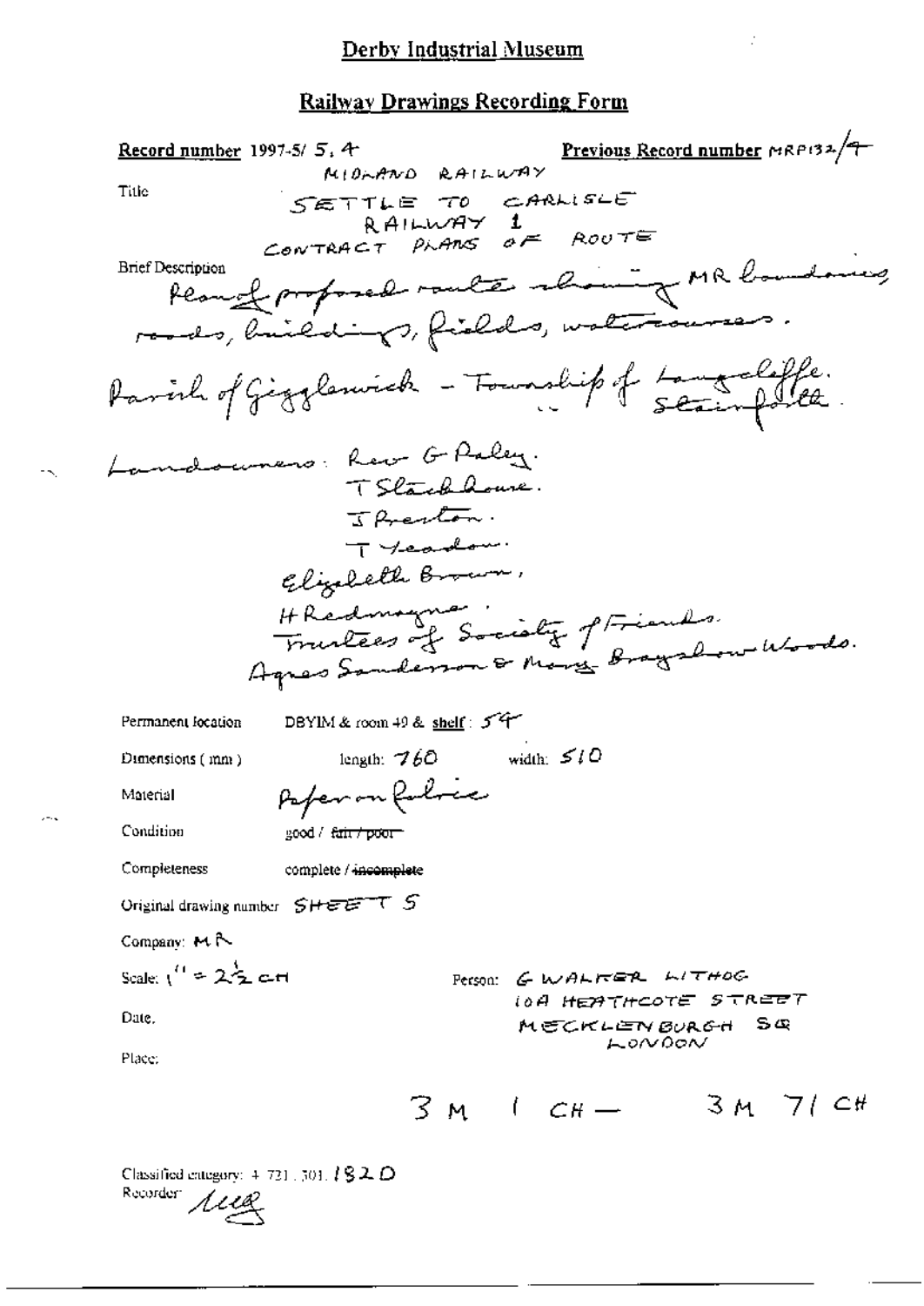# Derby Industrial Museum

## Railway Drawings Recording Form

**Record number** 1997-5/ 5, 4 **Previous Record number** MRP132/4

Title

MIDLAND RAILWAY
SETTLE TO CARLISLE
RAILWAY 1
CONTRACT PLANS OF ROUTE

Brief Description

Plan of proposed route showing MR boundaries, roads, buildings, fields, watercourses.

Parish of Giggleswick - Township of Langcliffe. Stainforth.

Landowners: Rev G Paley.
T Stackhouse.
J Preston.
T Yeadon.
Elizabeth Brown,
H Redmayne.
Trustees of Society of Friends.
Agnes Sanderson & Mary Brayshaw Woods.

Permanent location DBYIM & room 49 & shelf: 54

Dimensions (mm) length: 760 width: 510

Material Paper on fabric

Condition good / ~~fair / poor~~

Completeness complete / ~~incomplete~~

Original drawing number SHEET 5

Company: MR

Scale: 1" = 2½ CH

Person: G WALKER LITHOG
10A HEATHCOTE STREET
MECKLENBURGH SQ
LONDON

Date.

Place:

3 M 1 CH — 3 M 71 CH

Classified category: 4. 721. 301. 182D
Recorder: [signature]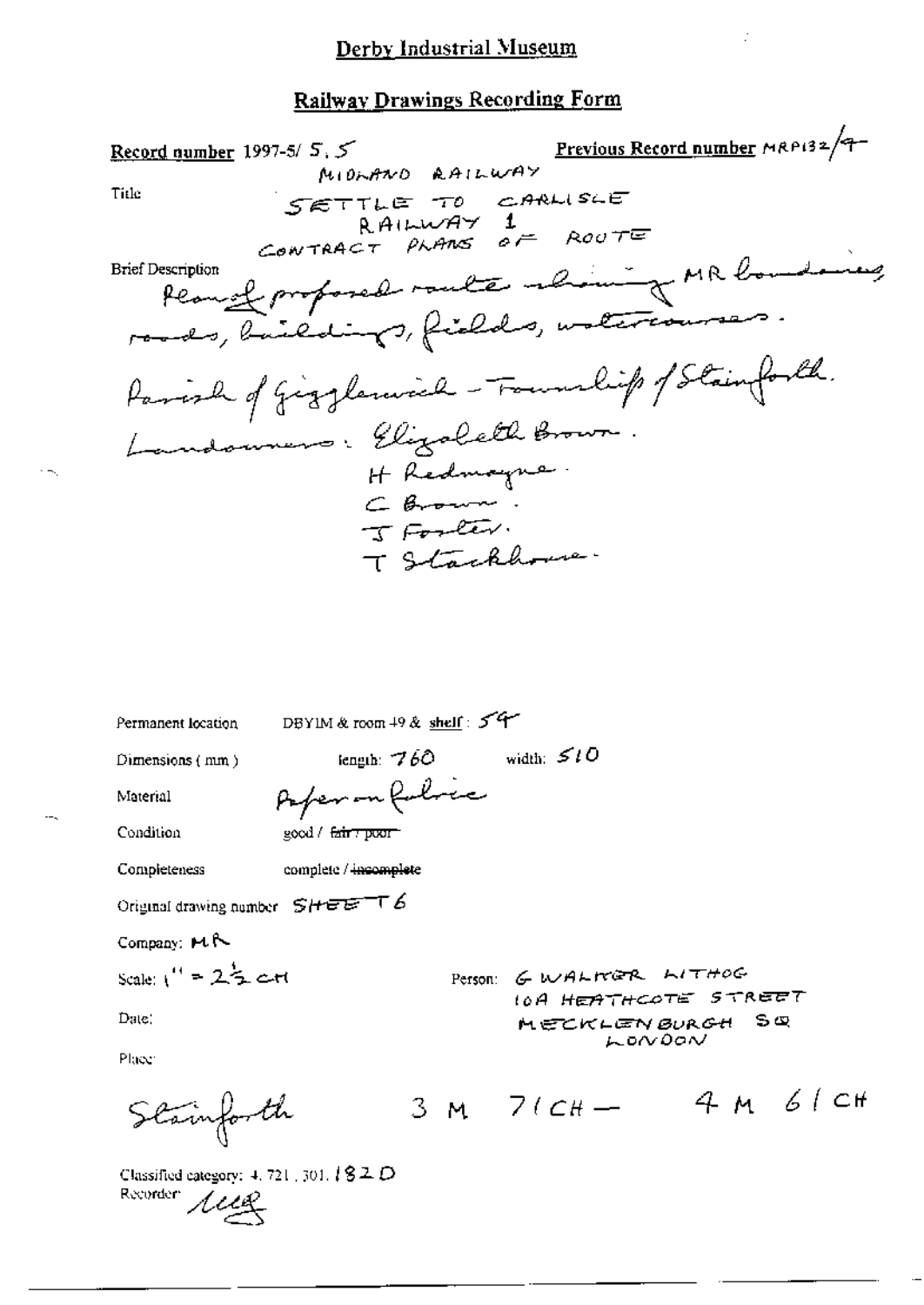# Derby Industrial Museum

## Railway Drawings Recording Form

**Record number** 1997-5/ 5. 5 **Previous Record number** MRP132/4

Title

MIDLAND RAILWAY
SETTLE TO CARLISLE
RAILWAY 1
CONTRACT PLANS OF ROUTE

Brief Description

Plan of proposed route showing MR boundaries, roads, buildings, fields, watercourses.

Parish of Giggleswick - Township of Stainforth.

Landowners: Elizabeth Brown.
H Redmayne.
C Brown.
J Foster.
T Stackhouse.

Permanent location DBYIM & room 49 & **shelf**: 54

Dimensions (mm) length: 760 width: 510

Material Paper on fabric

Condition good / ~~fair / poor~~

Completeness complete / ~~incomplete~~

Original drawing number SHEET 6

Company: MR

Scale: 1" = 2½ CH

Person: G WALKER LITHOG
10A HEATHCOTE STREET
MECKLENBURGH SQ
LONDON

Date:

Place:

Stainforth 3 M 71 CH — 4 M 61 CH

Classified category: 4. 721. 301. 182 D
Recorder: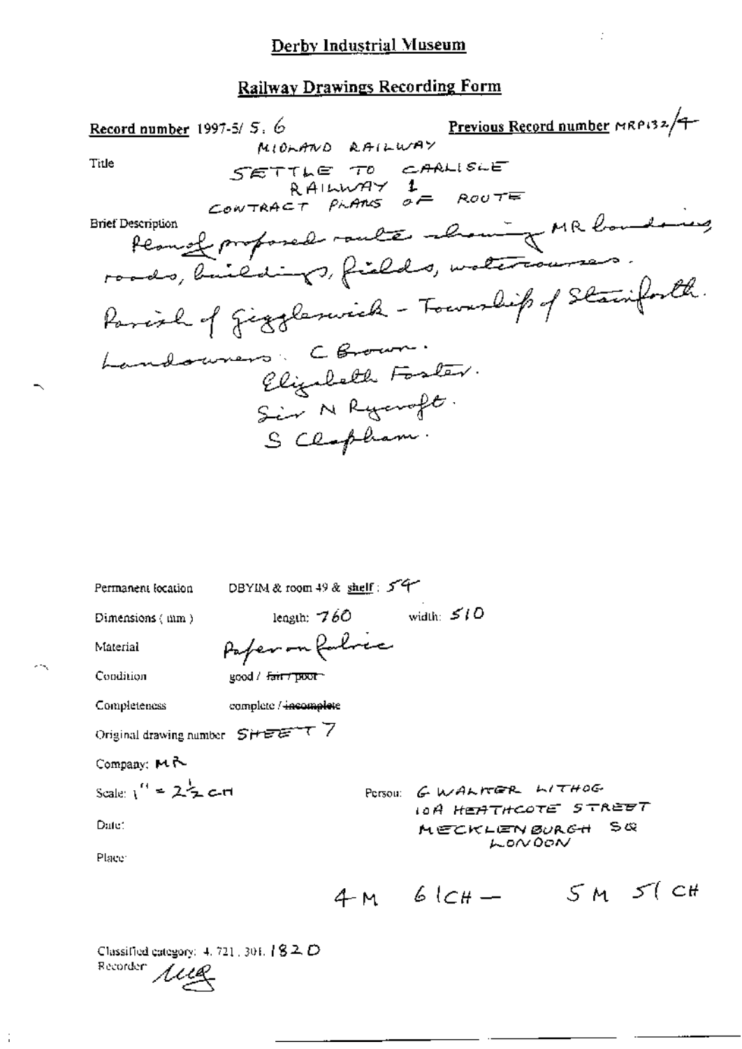# Derby Industrial Museum

## Railway Drawings Recording Form

**Record number** 1997-5/ 5. 6 **Previous Record number** MRP132/4

Title

MIDLAND RAILWAY
SETTLE TO CARLISLE
RAILWAY 1
CONTRACT PLANS OF ROUTE

Brief Description

Plan of proposed route showing MR boundaries, roads, buildings, fields, watercourses.
Parish of Giggleswick - Township of Stainforth.
Landowners: C Brown.
Elizabeth Foster.
Sir N Rycroft.
S Clapham.

Permanent location: DBYIM & room 49 & shelf: 54

Dimensions (mm): length: 760 width: 510

Material: Paper on fabric

Condition: good / ~~fair / poor~~

Completeness: complete / ~~incomplete~~

Original drawing number: SHEET 7

Company: MR

Scale: 1" = 2½ CH

Person: G WALKER LITHOG
10A HEATHCOTE STREET
MECKLENBURGH SQ
LONDON

Date:

Place:

4 M 61 CH — 5 M 51 CH

Classified category: 4. 721. 301. 182 D
Recorder: MLG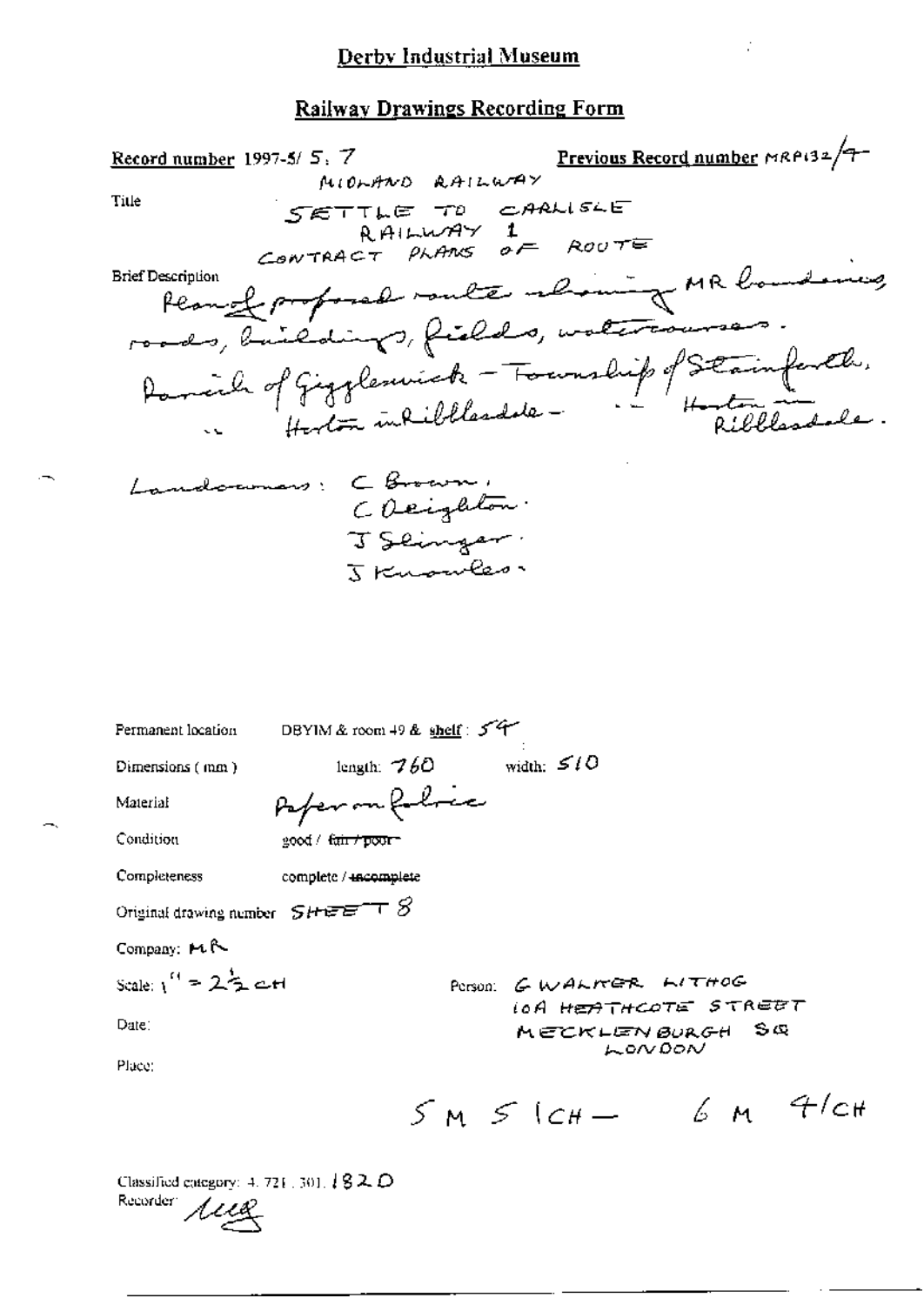## Derby Industrial Museum

## Railway Drawings Recording Form

**Record number** 1997-5/ 5. 7 **Previous Record number** MRP132/7

**Title**

MIDLAND RAILWAY
SETTLE TO CARLISLE
RAILWAY 1
CONTRACT PLANS OF ROUTE

**Brief Description**

Plan of proposed route showing MR boundaries, roads, buildings, fields, watercourses.
Parish of Giggleswick – Township of Stainforth.
" Horton in Ribblesdale – " Horton in Ribblesdale.

Landowners: C Brown.
C Deighton.
J Slinger.
J Knowles.

Permanent location: DBYIM & room 49 & shelf: 54

Dimensions (mm): length: 760 width: 510

Material: Paper on fabric

Condition: good / ~~fair / poor~~

Completeness: complete / ~~incomplete~~

Original drawing number: SHEET 8

Company: MR

Scale: 1" = 2½ CH

Date:

Place:

Person: G WALKER LITHOG
10A HEATHCOTE STREET
MECKLENBURGH SQ
LONDON

5 M 5 1CH — 6 M 4/CH

Classified category: 4. 721. 301. 1820

Recorder: [signature]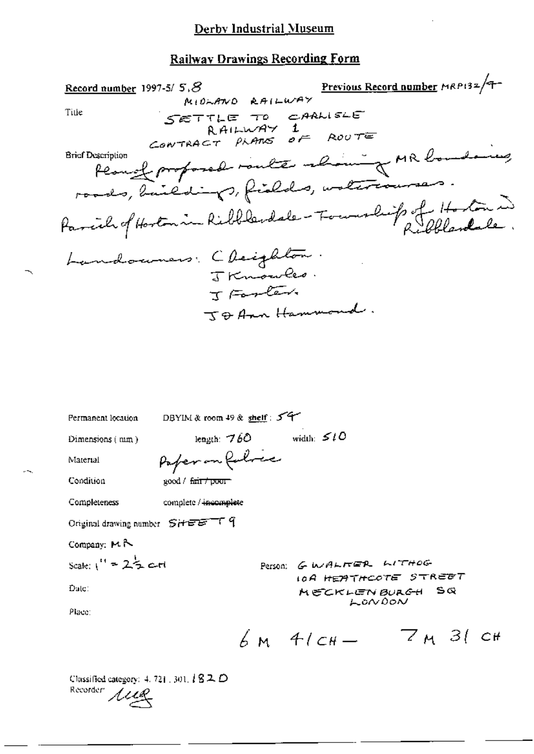# Derby Industrial Museum

## Railway Drawings Recording Form

**Record number** 1997-5/ 5.8

**Previous Record number** MRP132/9

**Title**

MIDLAND RAILWAY
SETTLE TO CARLISLE
RAILWAY 1
CONTRACT PLANS OF ROUTE

**Brief Description**

Plan of proposed route showing MR boundary, roads, buildings, fields, watercourses.
Parish of Horton in Ribblesdale - Township of Horton in Ribblesdale.

Landowners: C Deighton.
J Knowles.
J Foster.
J & Ann Hammond.

Permanent location: DBYIM & room 49 & **shelf**: 54

Dimensions (mm): length: 760 width: 510

Material: Paper on fabric

Condition: good / ~~fair / poor~~

Completeness: complete / ~~incomplete~~

Original drawing number: SHEET 9

Company: MR

Scale: 1" = 2½ CH

Person: G WALTER LITHOG
10A HEATHCOTE STREET
MECKLENBURGH SQ
LONDON

Date:

Place:

6 M 41 CH — 7 M 31 CH

Classified category: 4. 721. 301. 182 D

Recorder: MG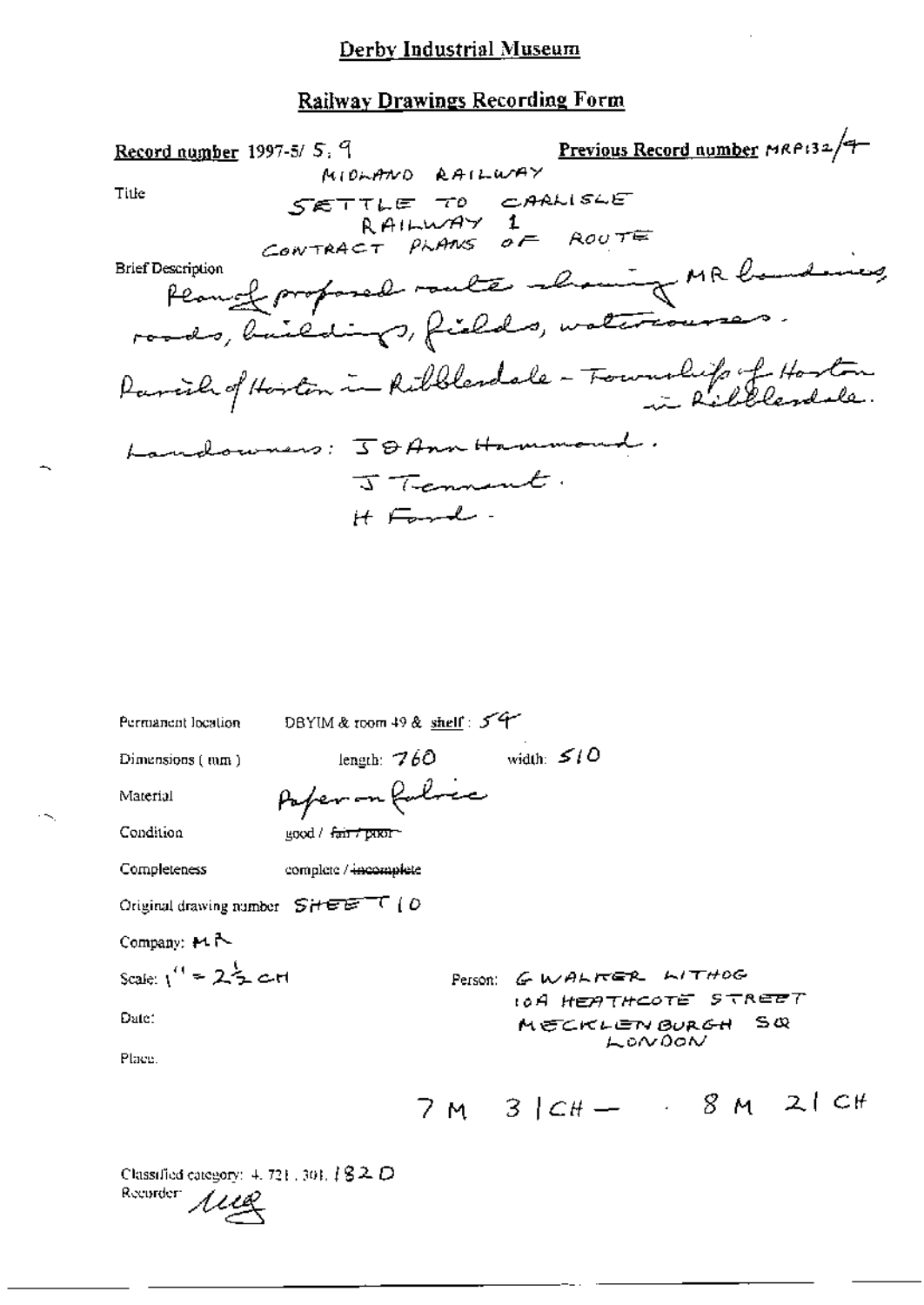# Derby Industrial Museum

## Railway Drawings Recording Form

**Record number** 1997-5/ 5. 9 **Previous Record number** MRP132/4

Title

MIDLAND RAILWAY
SETTLE TO CARLISLE
RAILWAY 1
CONTRACT PLANS OF ROUTE

Brief Description

Plan of proposed route showing MR boundaries, roads, buildings, fields, watercourses.

Parish of Horton in Ribblesdale - Township of Horton in Ribblesdale.

Landowners: J & Ann Hammond.
J Tennent.
H Ford.

Permanent location DBYIM & room 49 & shelf: 54

Dimensions (mm) length: 760 width: 510

Material Paper on fabric

Condition good / ~~fair / poor~~

Completeness complete / ~~incomplete~~

Original drawing number SHEET 10

Company: MR

Scale: 1" = 2½ CH

Person: G WALKER LITHOG
10A HEATHCOTE STREET
MECKLENBURGH SQ
LONDON

Date:

Place.

7 M 31 CH — 8 M 21 CH

Classified category: 4. 721. 301. 182 D

Recorder: [signature]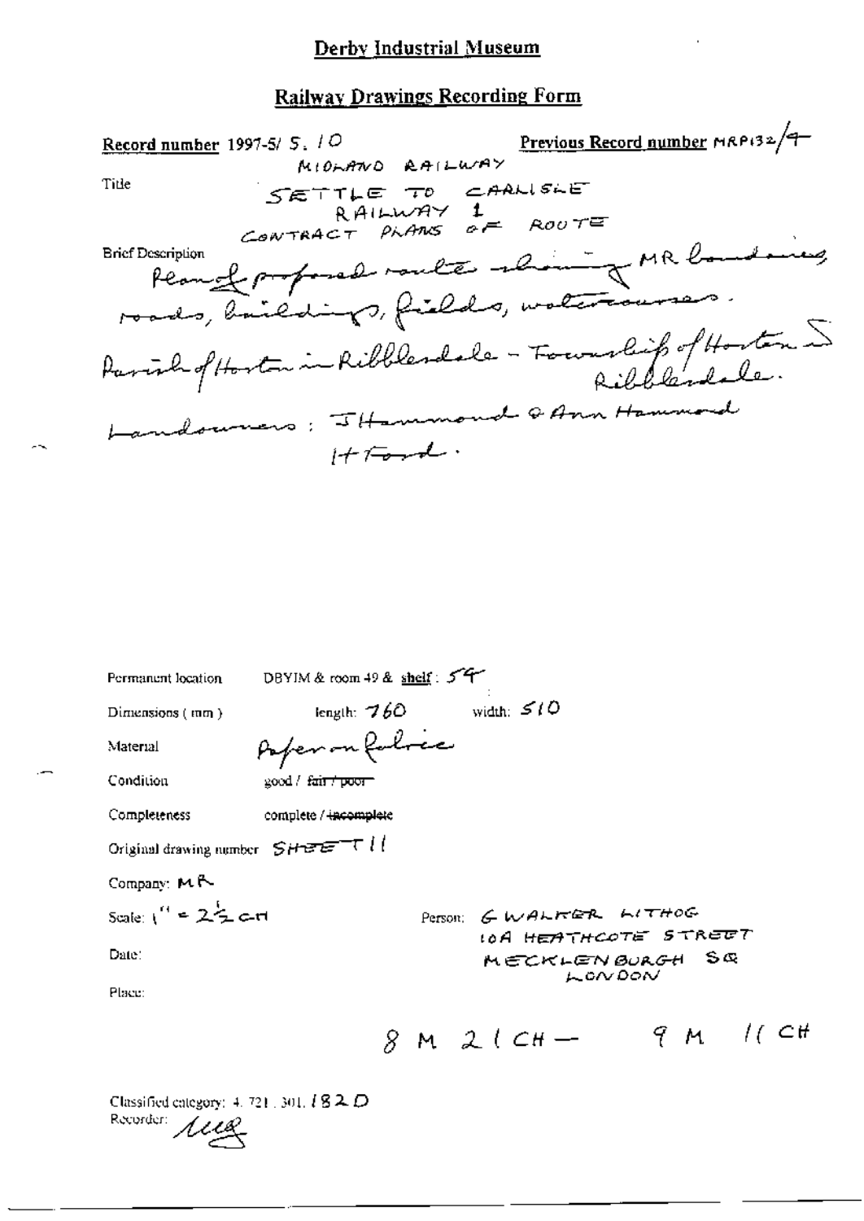# Derby Industrial Museum

## Railway Drawings Recording Form

**Record number** 1997-5/ 5. 10

**Previous Record number** MRP132/4

Title

MIDLAND RAILWAY
SETTLE TO CARLISLE
RAILWAY 1
CONTRACT PLANS OF ROUTE

Brief Description

Plan of proposed route showing MR boundaries, roads, buildings, fields, watercourses.
Parish of Horton in Ribblesdale - Township of Horton in Ribblesdale.
Landowners: J Hammond & Ann Hammond
H Ford.

Permanent location DBYIM & room 49 & **shelf**: 54

Dimensions (mm) length: 760 width: 510

Material Paper on fabric

Condition good / ~~fair / poor~~

Completeness complete / ~~incomplete~~

Original drawing number SHEET 11

Company: MR

Scale: 1" = 2½ CH

Person: G WALKER LITHOG
10A HEATHCOTE STREET
MECKLENBURGH SQ
LONDON

Date:

Place:

8 M 21 CH — 9 M 11 CH

Classified category: 4. 721. 301. 182 D
Recorder: MG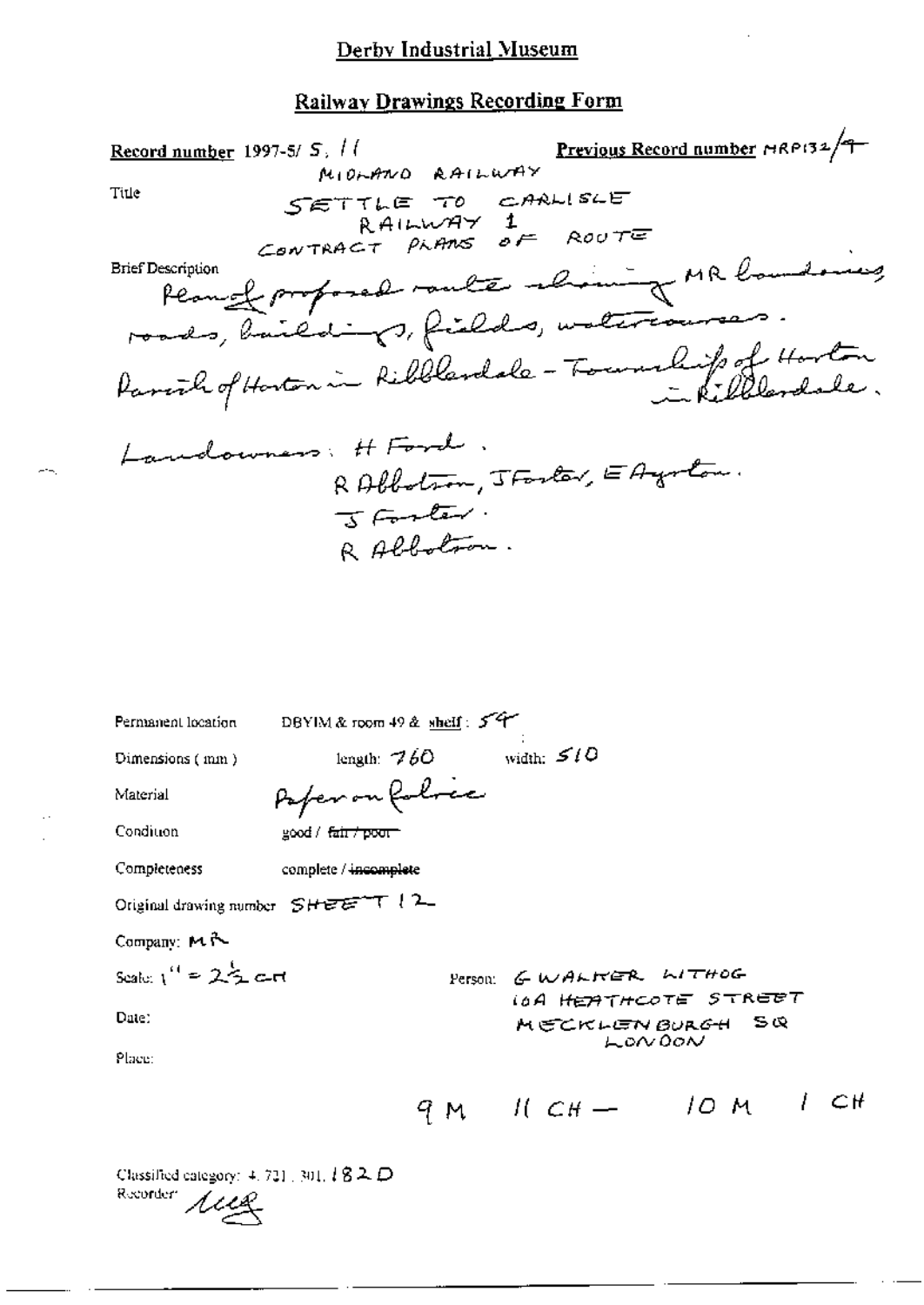## Derby Industrial Museum

## Railway Drawings Recording Form

**Record number** 1997-5/ S. 11 **Previous Record number** MRP132/9

Title

MIDLAND RAILWAY
SETTLE TO CARLISLE
RAILWAY 1
CONTRACT PLANS OF ROUTE

Brief Description

Plan of proposed route showing MR boundaries, roads, buildings, fields, watercourses.
Parish of Horton in Ribblesdale - Township of Horton in Ribblesdale.

Landowners: H Ford.
R Albotson, J Foster, E Ayrton.
J Foster.
R Albotson.

Permanent location: DBYIM & room 49 & shelf: 54

Dimensions (mm): length: 760 width: 510

Material: Paper on fabric

Condition: good / ~~fair / poor~~

Completeness: complete / ~~incomplete~~

Original drawing number: SHEET 12

Company: MR

Scale: 1" = 2½ ch

Person: G WALKER LITHOG
10A HEATHCOTE STREET
MECKLENBURGH SQ
LONDON

Date:

Place:

9 M 11 CH — 10 M 1 CH

Classified category: 4. 721. 301. 182 D

Recorder: Meg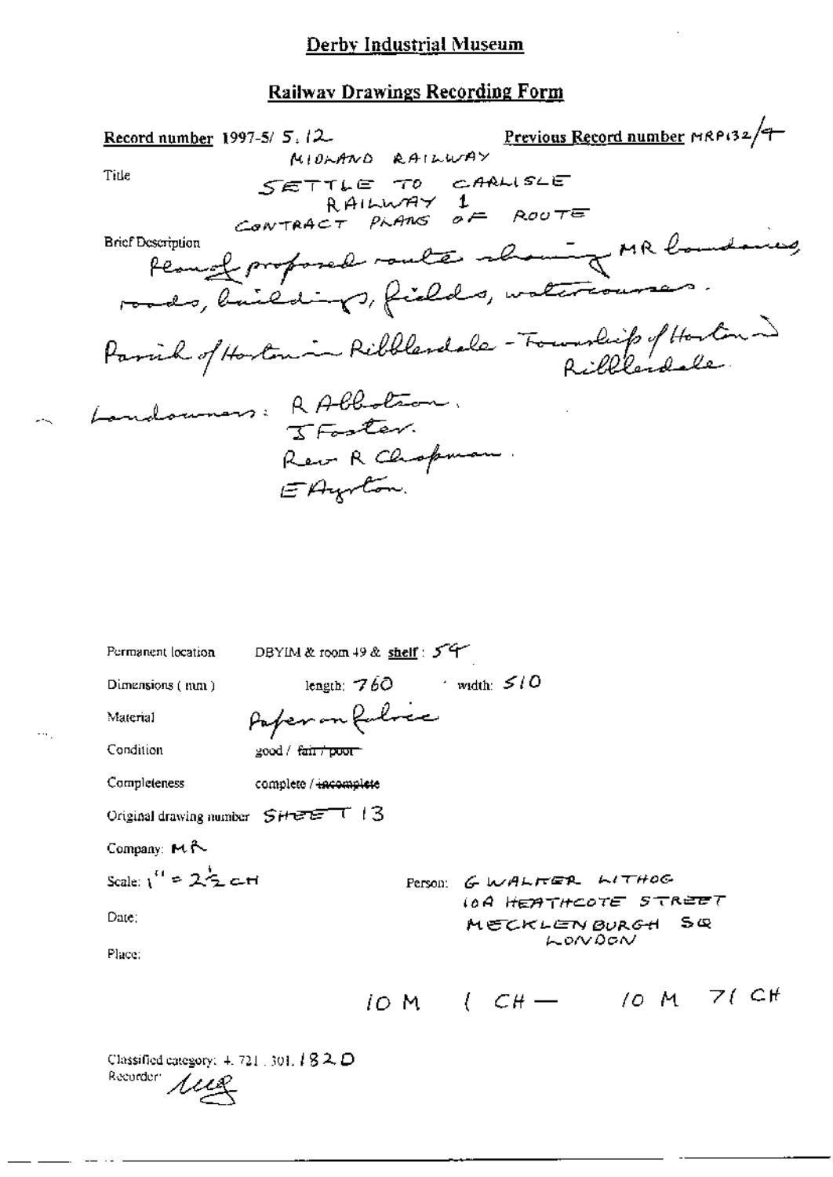# Derby Industrial Museum

## Railway Drawings Recording Form

**Record number** 1997-5/ 5. 12 **Previous Record number** MRP132/9

**Title**

MIDLAND RAILWAY
SETTLE TO CARLISLE
RAILWAY 1
CONTRACT PLANS OF ROUTE

**Brief Description**

Plan of proposed route showing MR boundaries, roads, buildings, fields, watercourses.

Parish of Horton in Ribblesdale - Township of Horton in Ribblesdale.

Landowners: R Abbotson.
J Foster.
Rev R Chapman.
E Ayrton.

Permanent location: DBYIM & room 49 & **shelf**: 59

Dimensions (mm): length: 760 width: 510

Material: Paper on fabric

Condition: good / ~~fair / poor~~

Completeness: complete / ~~incomplete~~

Original drawing number: SHEET 13

Company: MR

Scale: 1" = 2½ CH

Person: G WALTER LITHOG
10A HEATHCOTE STREET
MECKLENBURGH SQ
LONDON

Date:

Place:

10 M 1 CH — 10 M 71 CH

Classified category: 4. 721. 301. 182 D

Recorder: MG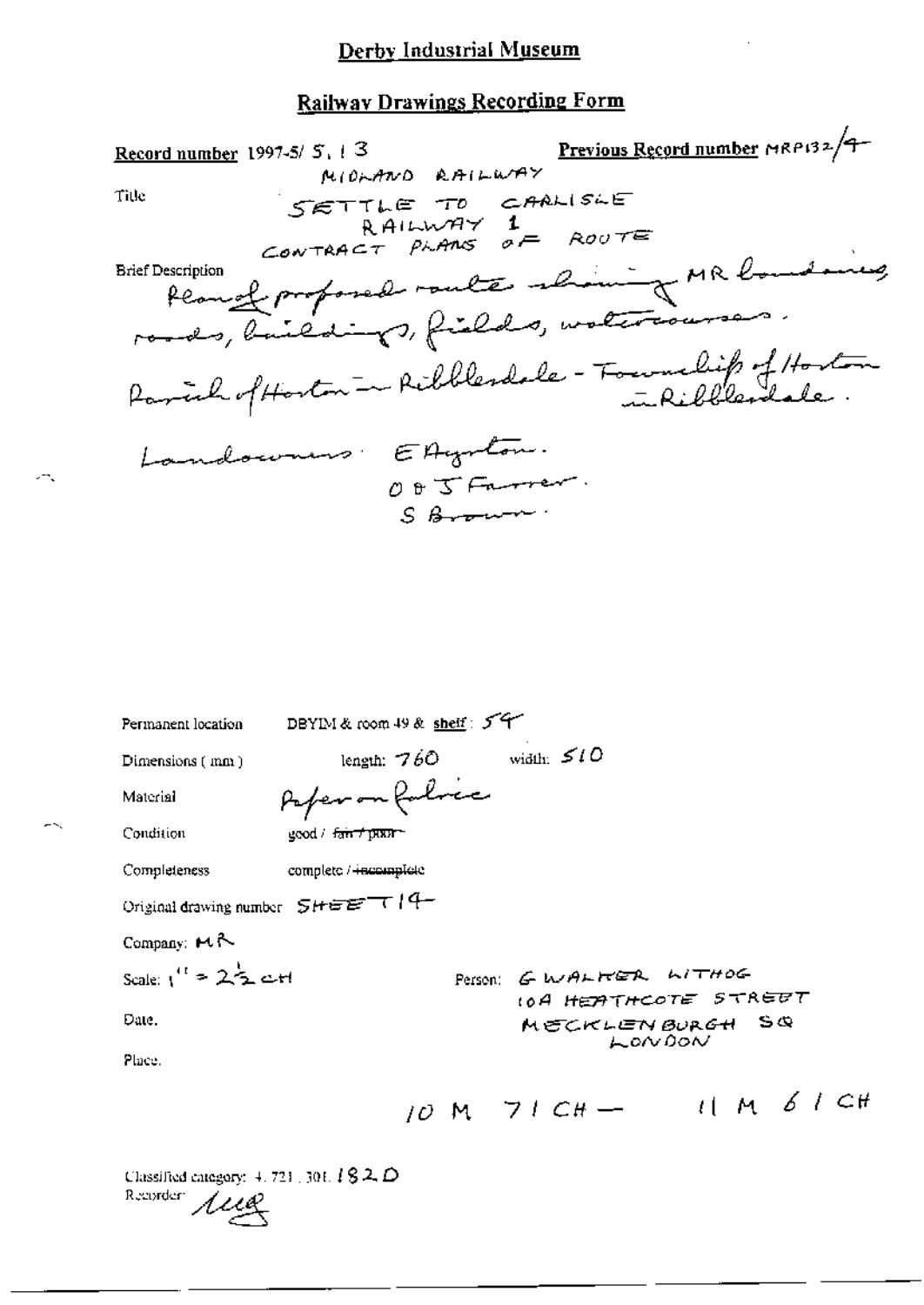# Derby Industrial Museum

## Railway Drawings Recording Form

**Record number** 1997-5/ 5, 13

**Previous Record number** MRP132/4

Title

MIDLAND RAILWAY
SETTLE TO CARLISLE
RAILWAY 1
CONTRACT PLANS OF ROUTE

Brief Description

Plan of proposed route showing MR boundaries, roads, buildings, fields, watercourses.
Parish of Horton in Ribblesdale - Township of Horton in Ribblesdale.

Landowners: E Ayrton.
O & J Farrer.
S Brown.

Permanent location: DBYIM & room 49 & **shelf**: 54

Dimensions (mm): length: 760 width: 510

Material: Paper on fabric

Condition: good / ~~fair / poor~~

Completeness: complete / ~~incomplete~~

Original drawing number: SHEET 14

Company: MR

Scale: 1" = 2½ CH

Date.

Place.

Person: G WALKER WITHOG
10A HEATHCOTE STREET
MECKLENBURGH SQ
LONDON

10 M 71 CH — 11 M 61 CH

Classified category: 4.721.301.182D

Recorder: MG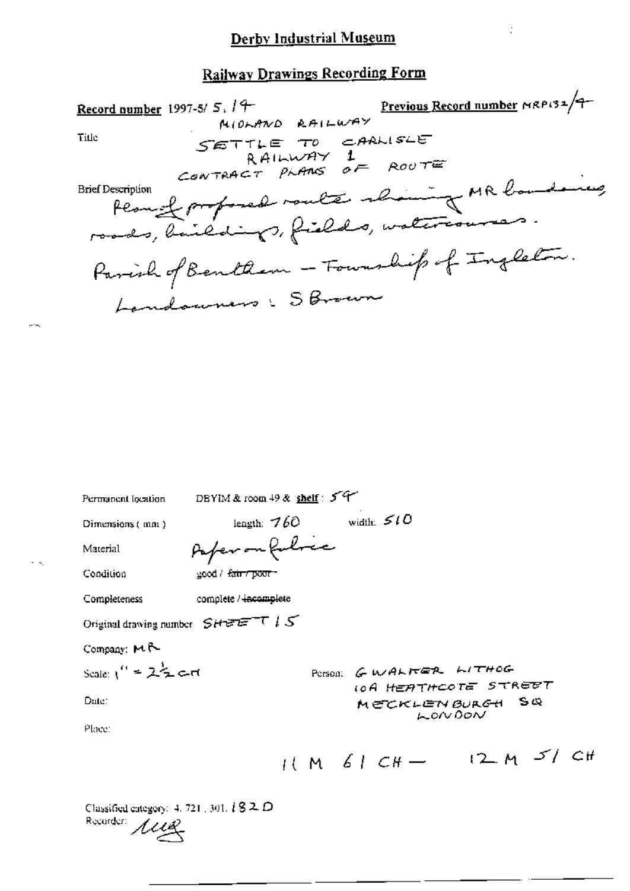# Derby Industrial Museum

## Railway Drawings Recording Form

**Record number** 1997-5/ 5. 14 **Previous Record number** MRP132/4

Title

MIDLAND RAILWAY
SETTLE TO CARLISLE
RAILWAY 1
CONTRACT PLANS OF ROUTE

Brief Description

Plan of proposed route showing MR boundaries, roads, buildings, fields, watercourses.
Parish of Bentham – Township of Ingleton.
Landowners : S Brown

Permanent location DBYIM & room 49 & **shelf**: 54

Dimensions (mm) length: 760 width: 510

Material Paper on fabric

Condition good / ~~fair / poor~~

Completeness complete / ~~incomplete~~

Original drawing number SHEET 15

Company: MR

Scale: 1" = 2½ CH

Person: G WALKER LITHOG
10A HEATHCOTE STREET
MECKLENBURGH SQ
LONDON

Date:

Place:

11 M 61 CH — 12 M 51 CH

Classified category: 4. 721. 301. 182 D

Recorder: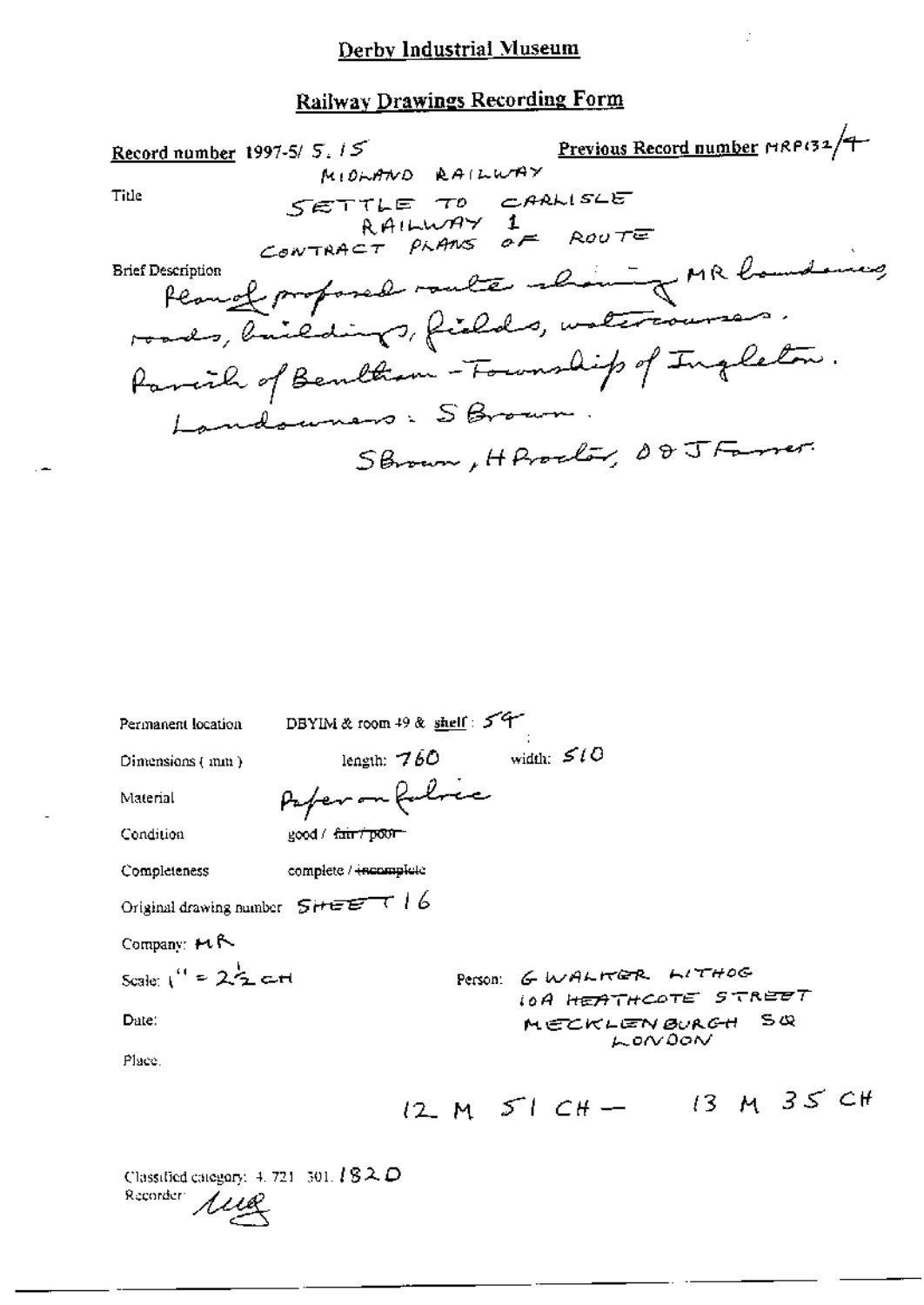# Derby Industrial Museum

## Railway Drawings Recording Form

**Record number** 1997-5/ 5. 15

**Previous Record number** MRP132/4

Title

MIDLAND RAILWAY
SETTLE TO CARLISLE
RAILWAY 1
CONTRACT PLANS OF ROUTE

Brief Description

Plan of proposed route showing MR boundaries, roads, buildings, fields, watercourses. Parish of Bentham - Township of Ingleton. Landowners: S Brown.

S Brown, H Proctor, D & J Farrer.

Permanent location DBYIM & room 49 & shelf: 54

Dimensions (mm) length: 760 width: 510

Material Paper on fabric

Condition good / ~~fair / poor~~

Completeness complete / ~~incomplete~~

Original drawing number SHEET 16

Company: MR

Scale: 1" = 2½ CH

Person: G WALKER LITHOG
10A HEATHCOTE STREET
MECKLENBURGH SQ
LONDON

Date:

Place.

12 M 51 CH — 13 M 35 CH

Classified category: 4. 721. 301. 182 D

Recorder: [signature]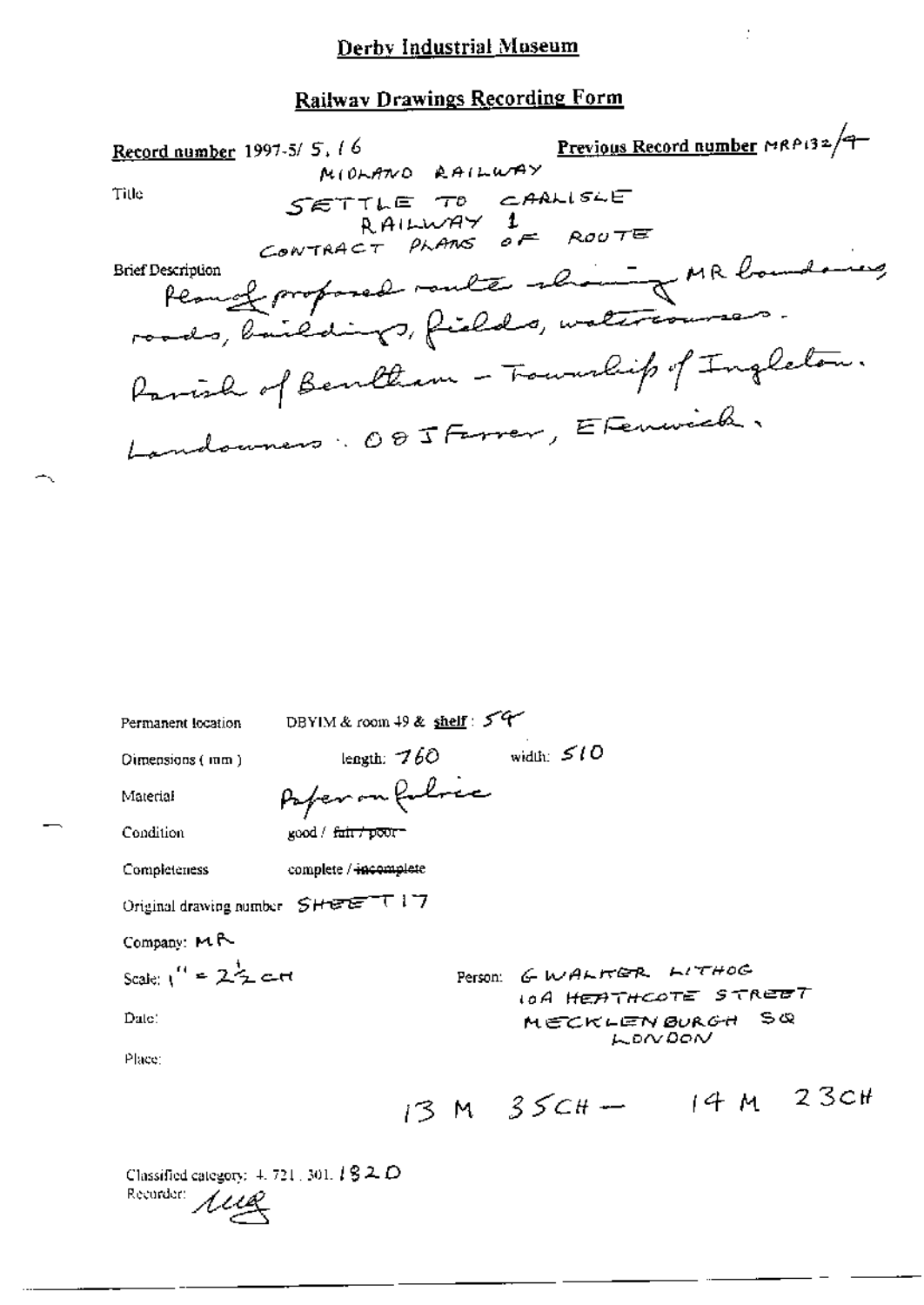# Derby Industrial Museum

## Railway Drawings Recording Form

**Record number** 1997-5/ 5, 16

**Previous Record number** MRP132/4

Title

MIDLAND RAILWAY
SETTLE TO CARLISLE
RAILWAY 1
CONTRACT PLANS OF ROUTE

Brief Description

Plan of proposed route showing MR boundary, roads, buildings, fields, watercourses.
Parish of Bentham – Township of Ingleton.
Landowners: O & J Farrer, E Fenwick.

Permanent location: DBYIM & room 49 & **shelf**: 54

Dimensions (mm): length: 760 width: 510

Material: Paper on fabric

Condition: good / ~~fair / poor~~

Completeness: complete / ~~incomplete~~

Original drawing number: SHEET 17

Company: MR

Scale: 1" = 2½ CH

Person: G WALTER LITHOG
10A HEATHCOTE STREET
MECKLENBURGH SQ
LONDON

Date:

Place:

13 M 35CH – 14 M 23CH

Classified category: 4. 721. 301. 182 D

Recorder: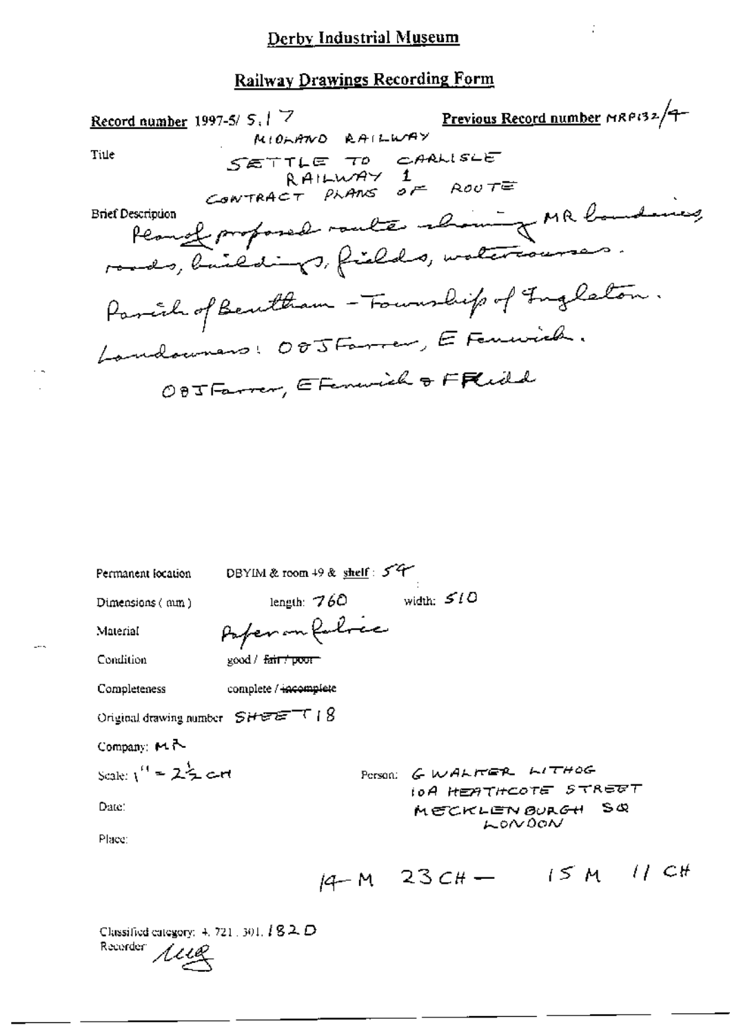# Derby Industrial Museum

## Railway Drawings Recording Form

**Record number** 1997-5/ 5.17

**Previous Record number** MRP132/4

**Title**
MIDLAND RAILWAY
SETTLE TO CARLISLE
RAILWAY 1
CONTRACT PLANS OF ROUTE

**Brief Description**
Plan of proposed route showing MR boundaries, roads, buildings, fields, watercourses.
Parish of Bentham - Township of Ingleton.
Landowners: ODJ Farrer, E Fenwick.
ODJ Farrer, E Fenwick & F Kidd

Permanent location: DBYIM & room 49 & shelf: 54

Dimensions (mm): length: 760 width: 510

Material: Paper on fabric

Condition: good / ~~fair / poor~~

Completeness: complete / ~~incomplete~~

Original drawing number: SHEET 18

Company: MR

Scale: 1" = 2½ CH

Person: G WALKER LITHOG
10A HEATHCOTE STREET
MECKLENBURGH SQ
LONDON

Date:

Place:

14 M 23 CH — 15 M 11 CH

Classified category: 4. 721. 301. 182 D

Recorder: MUB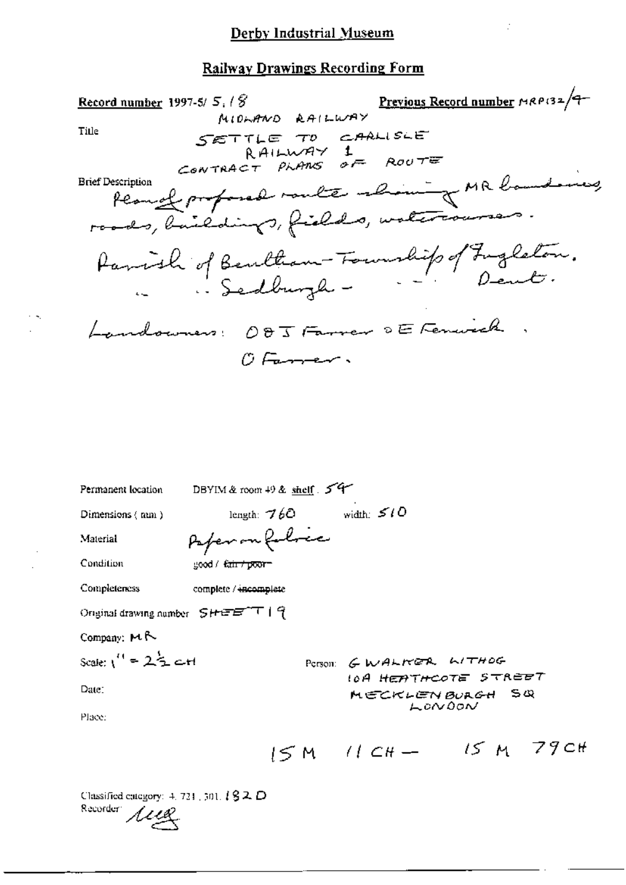# Derby Industrial Museum

## Railway Drawings Recording Form

**Record number** 1997-5/ 5, / 8 **Previous Record number** MRP132/4

Title

MIDLAND RAILWAY
SETTLE TO CARLISLE
RAILWAY 1
CONTRACT PLANS OF ROUTE

Brief Description

Plan of proposed route showing MR boundaries, roads, buildings, fields, watercourses.

Parish of Bentham - Township of Ingleton.
" " Sedburgh - " " Dent.

Landowners: O & J Farrer & E Fenwick.
O Farrer.

Permanent location DBYIM & room 49 & shelf. 54

Dimensions (mm) length: 760 width: 510

Material Paper on fabric

Condition good / ~~fair / poor~~

Completeness complete / ~~incomplete~~

Original drawing number SHEET 19

Company: MR

Scale: 1" = 2½ CH

Person: G WALKER LITHOG
10A HEATHCOTE STREET
MECKLENBURGH SQ
LONDON

Date:

Place:

15 M 11 CH — 15 M 79 CH

Classified category: 4. 721. 301. 182 D
Recorder: ueg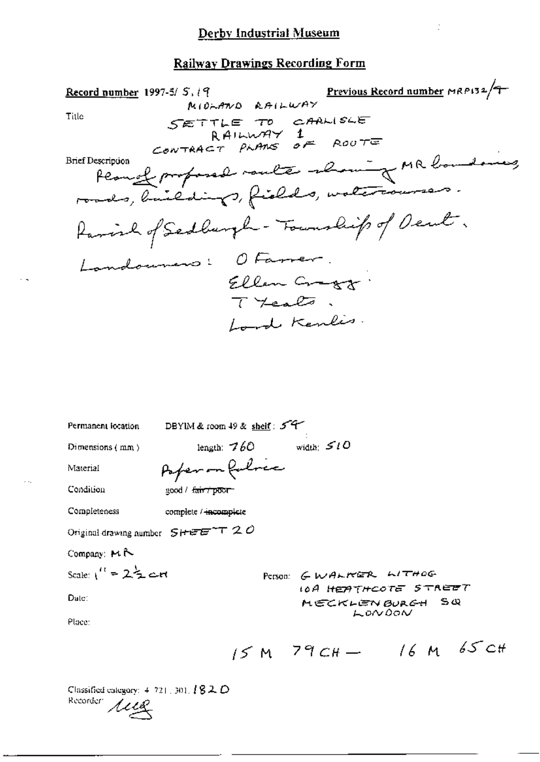# Derby Industrial Museum

## Railway Drawings Recording Form

**Record number** 1997-5/ 5, 19 **Previous Record number** MRP132/4

Title

MIDLAND RAILWAY
SETTLE TO CARLISLE
RAILWAY 1
CONTRACT PLANS OF ROUTE

Brief Description

Plan of proposed route showing MR boundaries, roads, buildings, fields, watercourses.
Parish of Sedbergh - Township of Dent.
Landowners: O Farrer.
Ellen Gragg.
T Yeats.
Lord Kenlis.

Permanent location: DBYIM & room 49 & shelf: 54

Dimensions (mm): length: 760 width: 510

Material: Paper on fabric

Condition: good / ~~fair / poor~~

Completeness: complete / ~~incomplete~~

Original drawing number: SHEET 20

Company: MR

Scale: 1" = 2½ CH

Person: G WALKER LITHOG
10A HEATHCOTE STREET
MECKLENBURGH SQ
LONDON

Date:

Place:

15 M 79 CH — 16 M 65 CH

Classified category: 4.721.301.182 D

Recorder: MG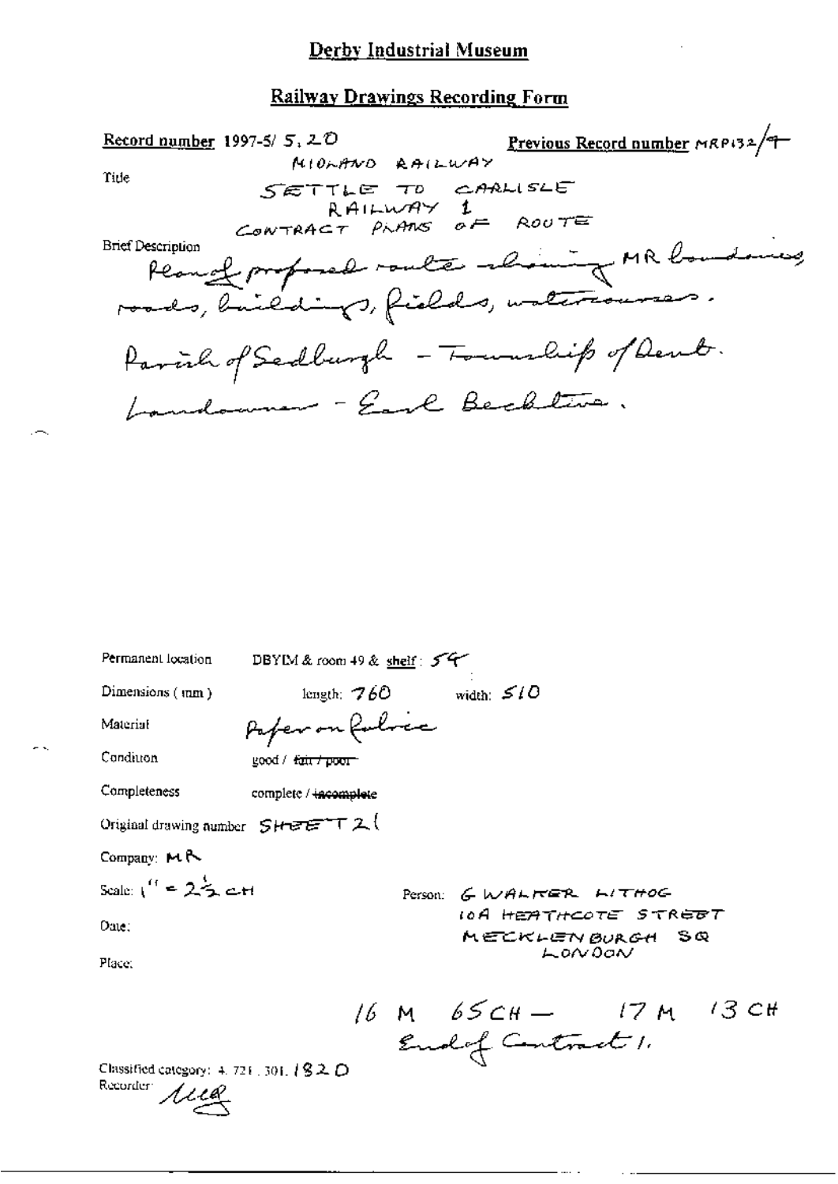# Derby Industrial Museum

## Railway Drawings Recording Form

**Record number** 1997-5/ 5, 20

**Previous Record number** MRP132/4

Title

MIDLAND RAILWAY
SETTLE TO CARLISLE
RAILWAY 1
CONTRACT PLANS OF ROUTE

Brief Description

Plan of proposed route showing MR boundaries, roads, buildings, fields, watercourses.

Parish of Sedburgh - Township of Dent.

Landowner - Earl Bective.

Permanent location DBYIM & room 49 & **shelf**: 54

Dimensions (mm) length: 760 width: 510

Material Paper on fabric

Condition good / ~~fair / poor~~

Completeness complete / ~~incomplete~~

Original drawing number SHEET 21

Company: MR

Scale: 1" = 2½ CH

Date:

Place:

Person: G WALKER LITHOG
10A HEATHCOTE STREET
MECKLENBURGH SQ
LONDON

16 M 65CH — 17 M 13 CH
End of Contract 1.

Classified category: 4. 721. 301. 182 D

Recorder: MLR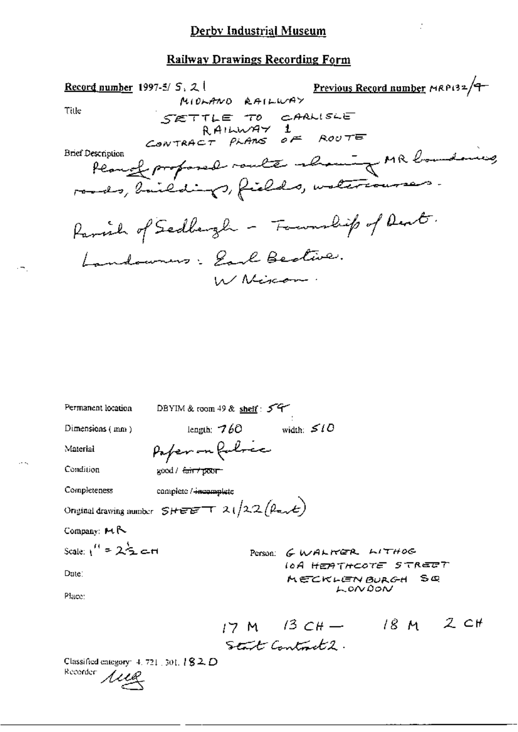# Derby Industrial Museum

## Railway Drawings Recording Form

**Record number** 1997-5/ S. 21 **Previous Record number** MRP132/4

Title

MIDLAND RAILWAY
SETTLE TO CARLISLE
RAILWAY 1
CONTRACT PLANS OF ROUTE

Brief Description

Plan of proposed route showing MR boundaries, roads, buildings, fields, watercourses.

Parish of Sedbergh – Township of Dent.

Landowners: Earl Bective.
W Nixon.

Permanent location DBYIM & room 49 & shelf: 54

Dimensions (mm) length: 760 width: 510

Material Paper on fabric

Condition good / ~~fair / poor~~

Completeness complete / ~~incomplete~~

Original drawing number SHEET 21/22 (Part)

Company: MR

Scale: 1" = 2½ CH

Date:

Place:

Person: G WALKER LITHOG
10A HEATHCOTE STREET
MECKLENBURGH SQ
LONDON

17 M 13 CH — 18 M 2 CH
Start Contract 2.

Classified category: 4. 721. 301. 182 D

Recorder: Meg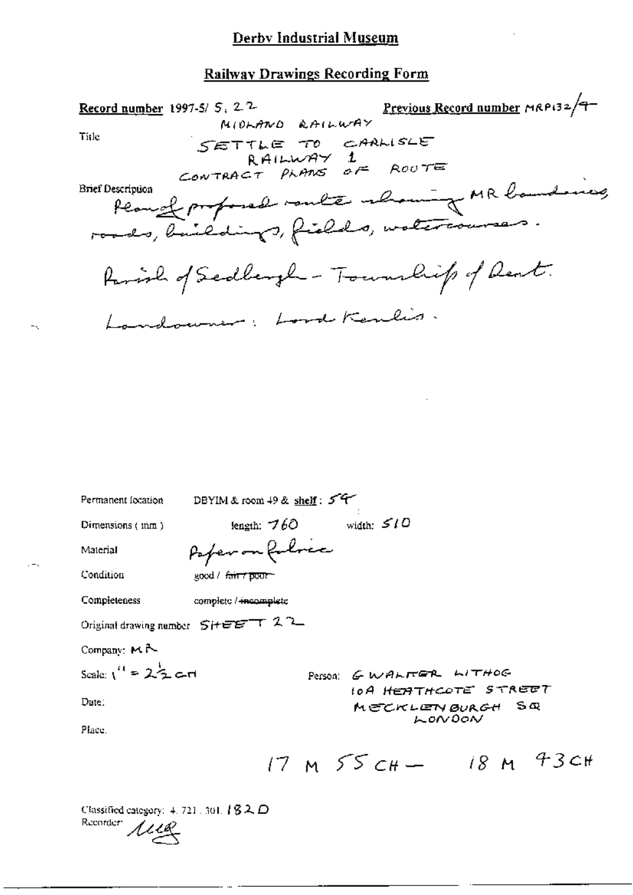# Derby Industrial Museum

## Railway Drawings Recording Form

**Record number** 1997-5/ 5. 22 **Previous Record number** MRP132/4

Title: MIDLAND RAILWAY
SETTLE TO CARLISLE RAILWAY 1
CONTRACT PLANS OF ROUTE

Brief Description: Plan of proposed route showing MR boundaries, roads, buildings, fields, watercourses.

Parish of Sedbergh - Township of Dent.

Landowner: Lord Kenlis.

Permanent location: DBYIM & room 49 & shelf: 54

Dimensions (mm): length: 760 width: 510

Material: Paper on fabric

Condition: good / ~~fair / poor~~

Completeness: complete / ~~incomplete~~

Original drawing number: SHEET 22

Company: MR

Scale: 1" = 2½ CH

Date:

Place:

Person: G WALTER LITHOG
10A HEATHCOTE STREET
MECKLENBURGH SQ
LONDON

17 M 55 CH — 18 M 43 CH

Classified category: 4. 721. 301. 182 D

Recorder: MLG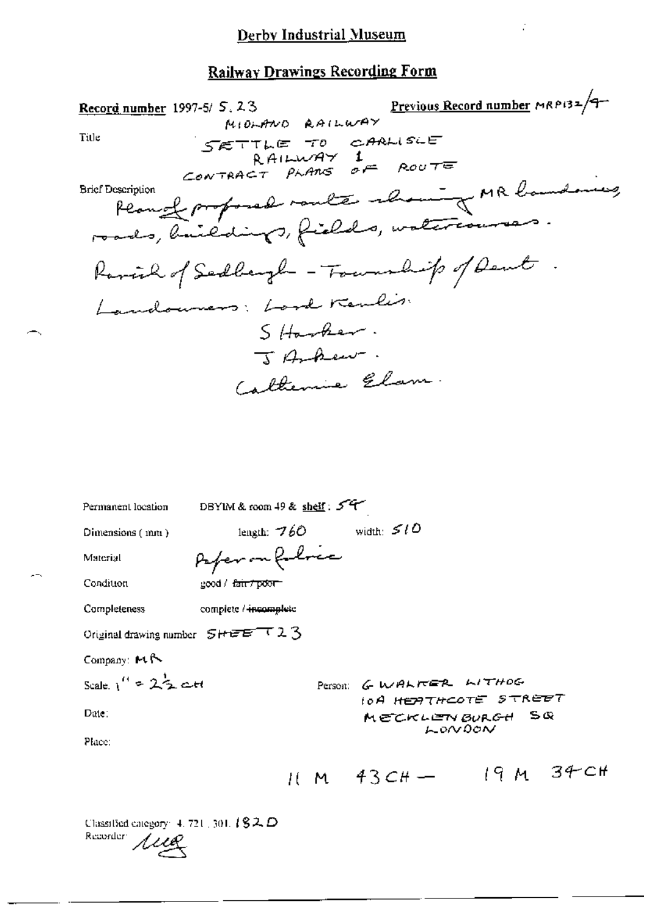# Derby Industrial Museum

## Railway Drawings Recording Form

**Record number** 1997-5/ 5. 23 **Previous Record number** MRP132/4

Title

MIDLAND RAILWAY
SETTLE TO CARLISLE
RAILWAY 1
CONTRACT PLANS OF ROUTE

Brief Description

Plan of proposed route showing MR boundaries, roads, buildings, fields, watercourses.
Parish of Sedbergh - Township of Dent.
Landowners: Lord Kenlis.
S Harker.
J Askew.
Catherine Elam.

Permanent location DBYIM & room 49 & **shelf**: 54

Dimensions (mm) length: 760 width: 510

Material Paper on fabric

Condition good / ~~fair / poor~~

Completeness complete / ~~incomplete~~

Original drawing number SHEET 23

Company: MR

Scale. 1" = 2½ CH

Person: G WALKER LITHOG
10A HEATHCOTE STREET
MECKLENBURGH SQ
LONDON

Date:

Place:

11 M 43 CH — 19 M 34 CH

Classified category: 4. 721. 301. 182 D

Recorder: MG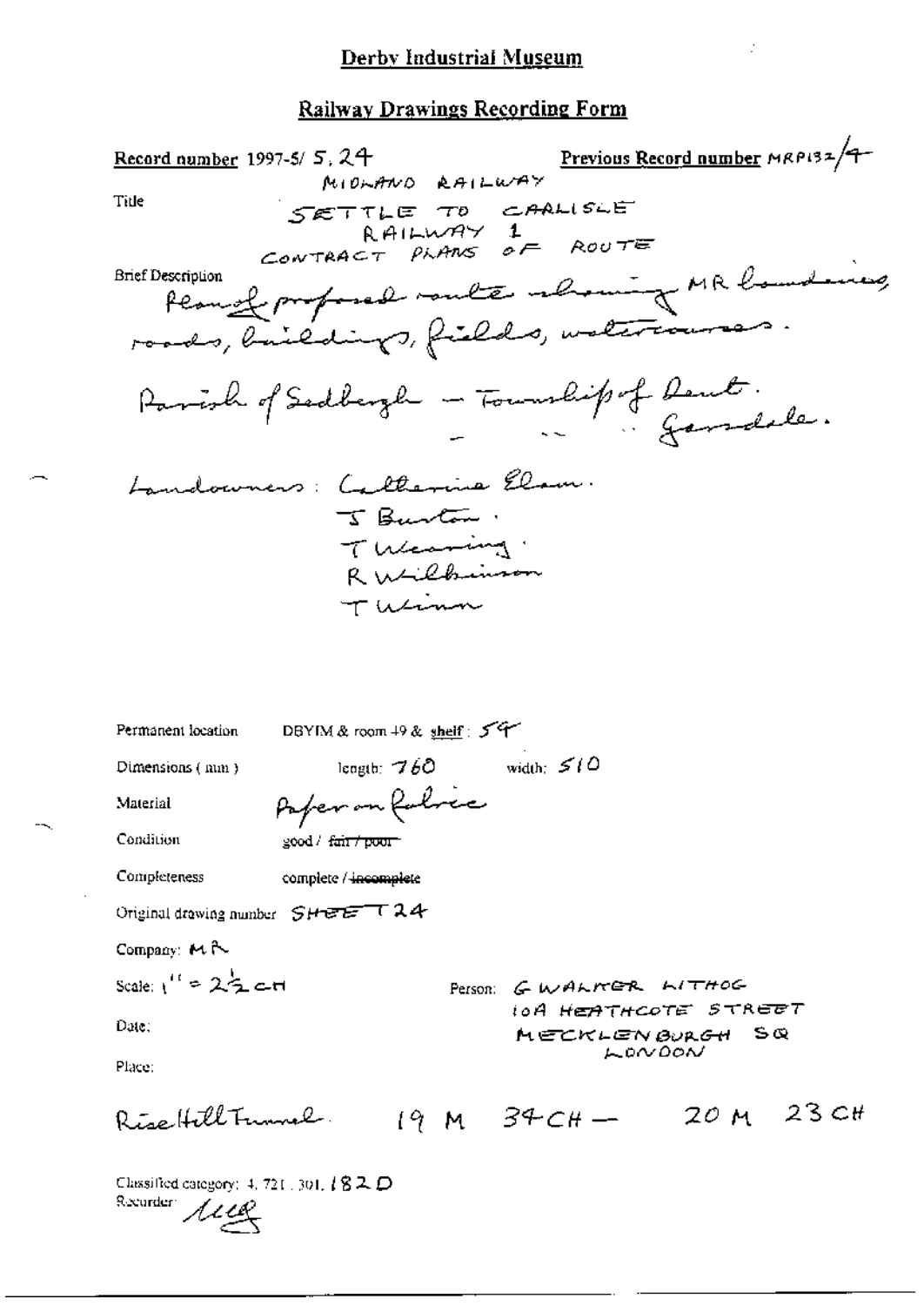# Derby Industrial Museum

## Railway Drawings Recording Form

**Record number** 1997-5/ 5. 24 **Previous Record number** MRP132/4

Title

MIDLAND RAILWAY
SETTLE TO CARLISLE
RAILWAY 1
CONTRACT PLANS OF ROUTE

Brief Description

Plan of proposed route showing MR boundaries, roads, buildings, fields, watercourses.

Parish of Sedbergh – Township of Dent.
– " " Garsdale.

Landowners: Catherine Elam.
J Burton.
T Wearing.
R Wilkinson
T Winn

Permanent location DBYIM & room 49 & shelf: 59

Dimensions (mm) length: 760 width: 510

Material Paper on fabric

Condition good / ~~fair / poor~~

Completeness complete / ~~incomplete~~

Original drawing number SHEET 24

Company: MR

Scale: 1" = 2½ CH

Person: G WALKER LITHOG
10A HEATHCOTE STREET
MECKLENBURGH SQ
LONDON

Date:

Place:

Rise Hill Tunnel. 19 M 34 CH — 20 M 23 CH

Classified category: 4. 721. 301. 182 D
Recorder: MLG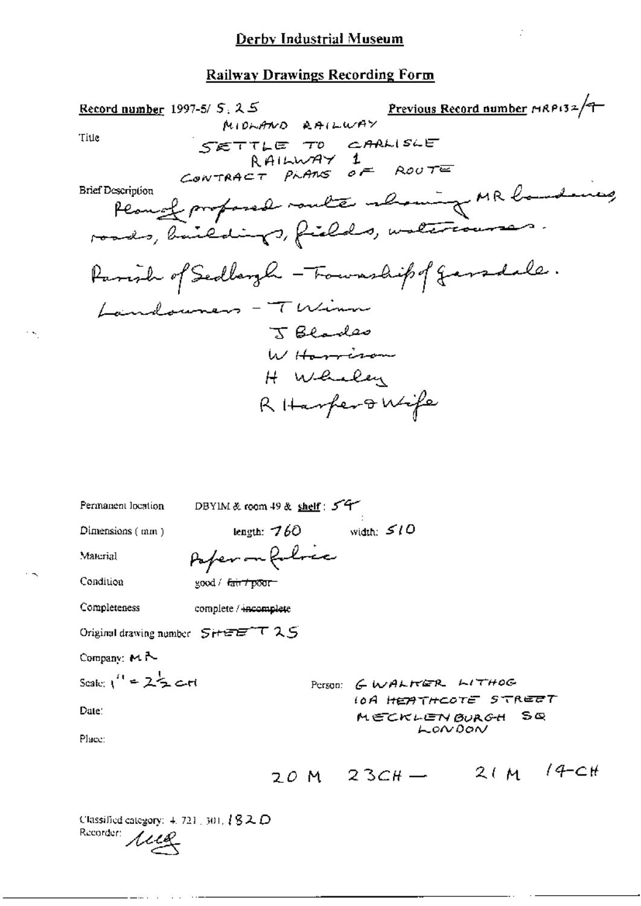## Derby Industrial Museum

### Railway Drawings Recording Form

**Record number** 1997-5/ 5.25

**Previous Record number** MRP132/4

**Title** MIDLAND RAILWAY SETTLE TO CARLISLE RAILWAY 1 CONTRACT PLANS OF ROUTE

**Brief Description** Plan of proposed route showing MR boundaries, roads, buildings, fields, watercourses.

Parish of Sedbergh - Township of Garsdale.

Landowners - T Winn
J Blades
W Harrison
H Whaley
R Harper & Wife

Permanent location: DBYIM & room 49 & shelf: 54

Dimensions (mm): length: 760 width: 510

Material: Paper on fabric

Condition: good / ~~fair / poor~~

Completeness: complete / ~~incomplete~~

Original drawing number: SHEET 25

Company: MR

Scale: 1" = 2½ CH

Person: G WALKER LITHOG 10A HEATHCOTE STREET MECKLENBURGH SQ LONDON

Date:

Place:

20 M 23CH — 21 M 14CH

Classified category: 4.721.301.182D

Recorder: MG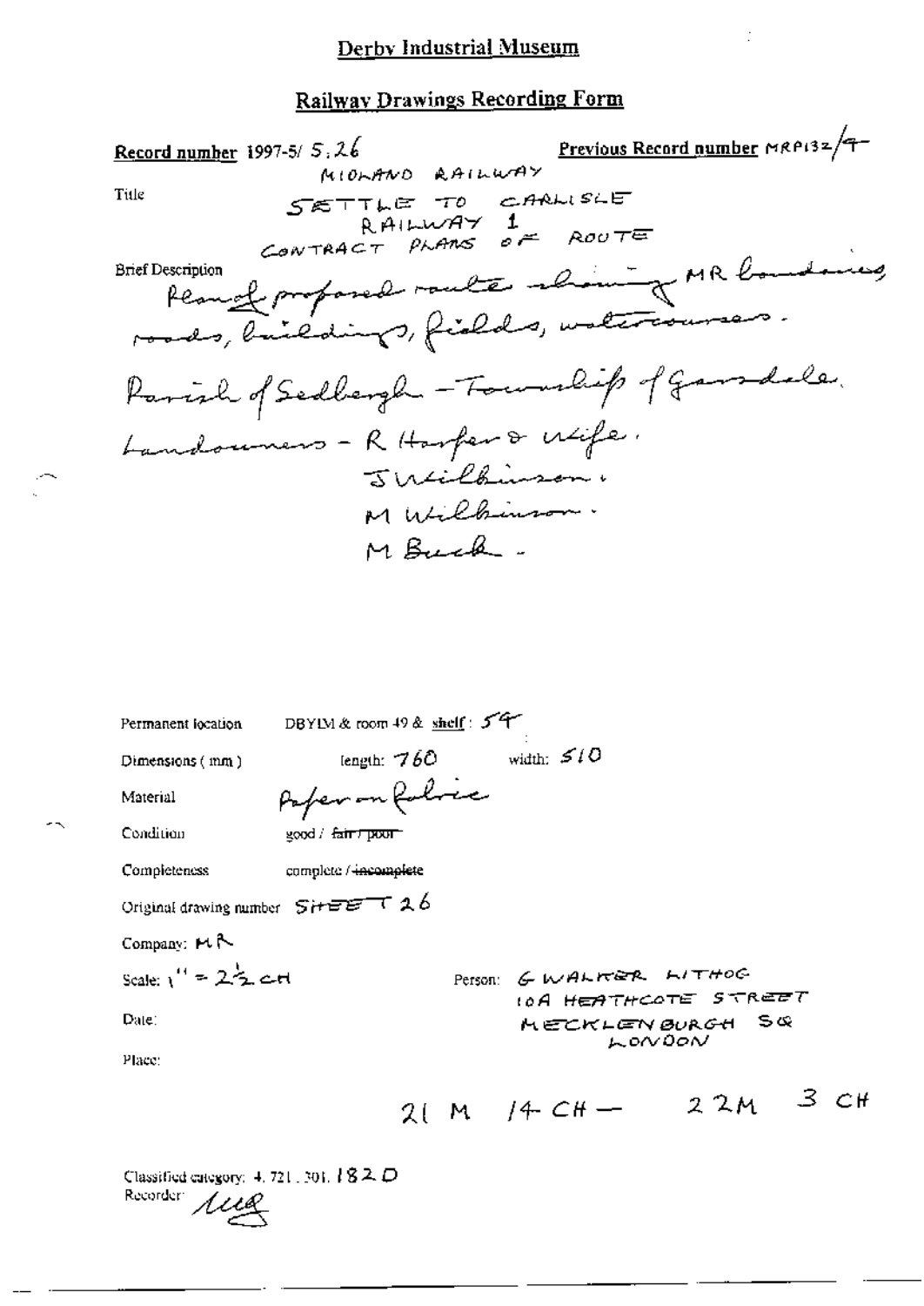# Derby Industrial Museum

## Railway Drawings Recording Form

**Record number** 1997-5/ 5.26

**Previous Record number** MRP132/4

Title

MIDLAND RAILWAY
SETTLE TO CARLISLE
RAILWAY 1
CONTRACT PLANS OF ROUTE

Brief Description

Plan of proposed route showing MR boundaries, roads, buildings, fields, watercourses.

Parish of Sedbergh - Township of Garsdale.

Landowners - R Harper & wife.
J Wilkinson.
M Wilkinson.
M Buck.

Permanent location: DBYIM & room 49 & shelf: 54

Dimensions (mm): length: 760 width: 510

Material: Paper on fabric

Condition: good / ~~fair / poor~~

Completeness: complete / ~~incomplete~~

Original drawing number: SHEET 26

Company: MR

Scale: 1" = 2½ CH

Date:

Place:

Person: G WALKER LITHOG
10A HEATHCOTE STREET
MECKLENBURGH SQ
LONDON

21 M 14 CH — 22 M 3 CH

Classified category: 4. 721. 301. 182 D

Recorder: MG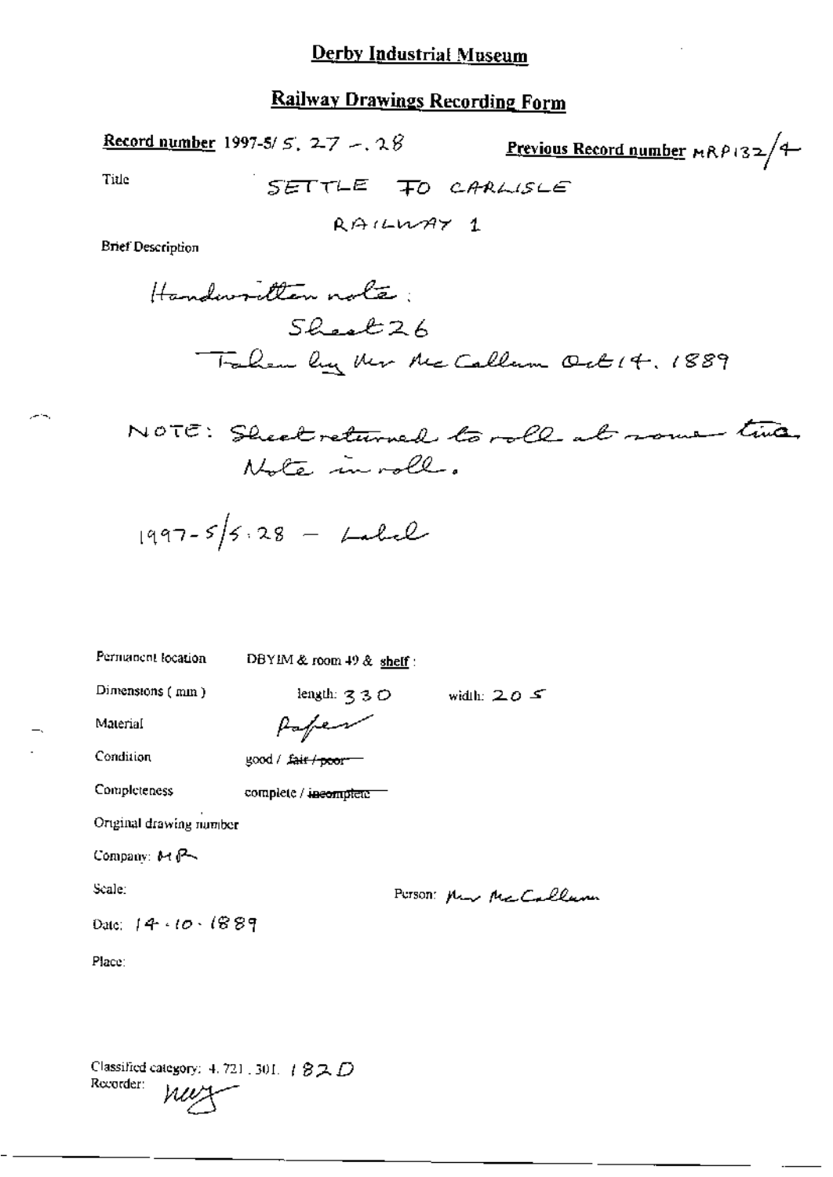# Derby Industrial Museum

## Railway Drawings Recording Form

**Record number** 1997-5/ 5. 27 - .28 **Previous Record number** MRP132/4

Title SETTLE TO CARLISLE

RAILWAY 1

Brief Description

Handwritten note:

Sheet 26

Taken by Mr McCallum Oct 14. 1889

NOTE: Sheet returned to roll at some time. Note in roll.

1997-5/5.28 – Label

Permanent location DBYIM & room 49 & shelf:

Dimensions (mm) length: 330 width: 205

Material Paper

Condition good / ~~fair / poor~~

Completeness complete / ~~incomplete~~

Original drawing number

Company: MR

Scale: Person: Mr McCallum

Date: 14.10.1889

Place:

Classified category: 4.721.301. 182D

Recorder: